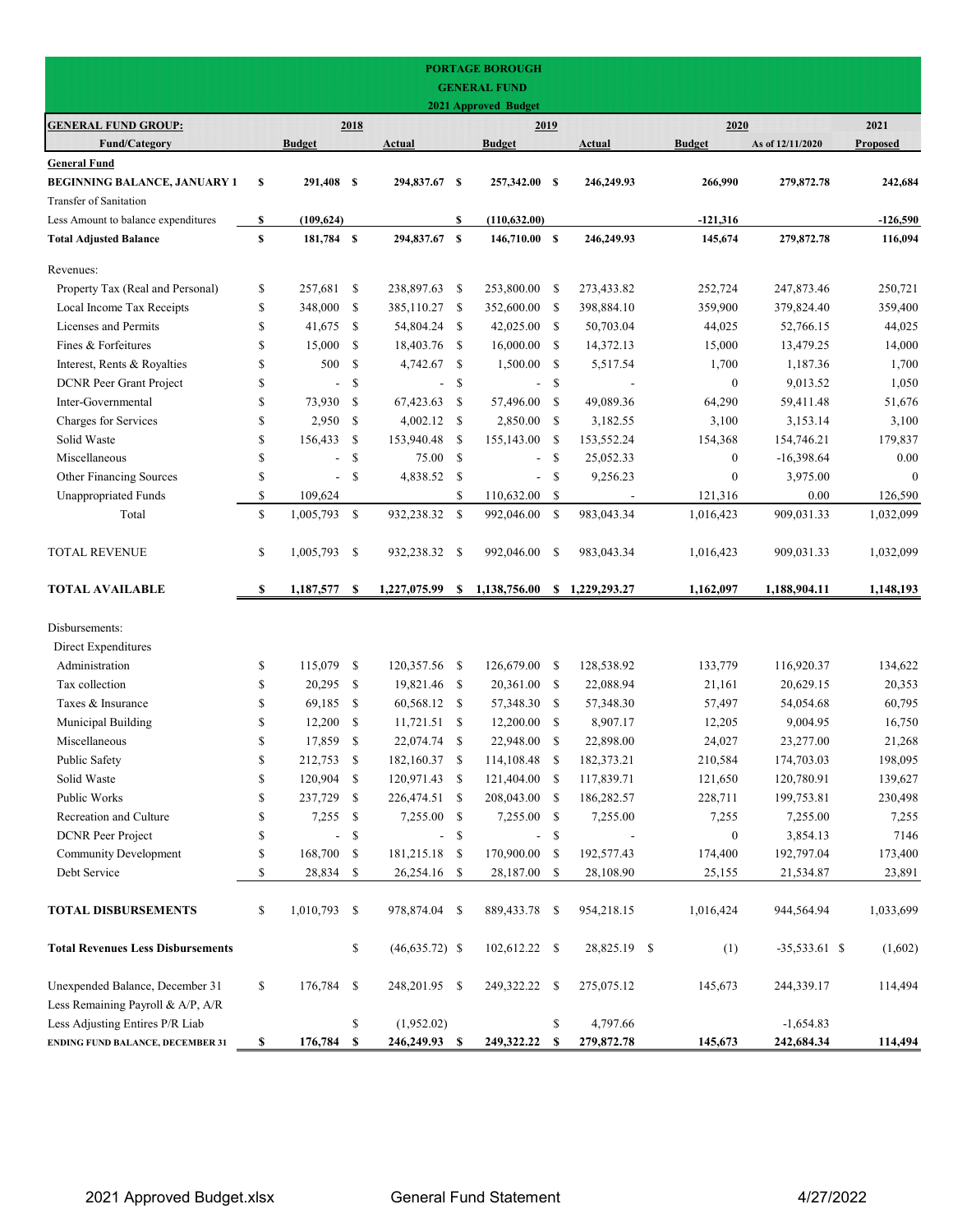# PORTAGE BOROUGH
## GENERAL FUND
### 2021 Approved Budget

| GENERAL FUND GROUP: | 2018 | | 2019 | | 2020 | | 2021 |
|---|---|---|---|---|---|---|---|
| **Fund/Category** | **Budget** | **Actual** | **Budget** | **Actual** | **Budget** | **As of 12/11/2020** | **Proposed** |
| **General Fund** | | | | | | | |
| **BEGINNING BALANCE, JANUARY 1** | $ 291,408 | $ 294,837.67 | $ 257,342.00 | $ 246,249.93 | 266,990 | 279,872.78 | 242,684 |
| Transfer of Sanitation | | | | | | | |
| Less Amount to balance expenditures | $ (109,624) | | $ (110,632.00) | | -121,316 | | -126,590 |
| **Total Adjusted Balance** | $ 181,784 | $ 294,837.67 | $ 146,710.00 | $ 246,249.93 | 145,674 | 279,872.78 | 116,094 |
| Revenues: | | | | | | | |
| Property Tax (Real and Personal) | $ 257,681 | $ 238,897.63 | $ 253,800.00 | $ 273,433.82 | 252,724 | 247,873.46 | 250,721 |
| Local Income Tax Receipts | $ 348,000 | $ 385,110.27 | $ 352,600.00 | $ 398,884.10 | 359,900 | 379,824.40 | 359,400 |
| Licenses and Permits | $ 41,675 | $ 54,804.24 | $ 42,025.00 | $ 50,703.04 | 44,025 | 52,766.15 | 44,025 |
| Fines & Forfeitures | $ 15,000 | $ 18,403.76 | $ 16,000.00 | $ 14,372.13 | 15,000 | 13,479.25 | 14,000 |
| Interest, Rents & Royalties | $ 500 | $ 4,742.67 | $ 1,500.00 | $ 5,517.54 | 1,700 | 1,187.36 | 1,700 |
| DCNR Peer Grant Project | $ - | $ - | $ - | $ - | 0 | 9,013.52 | 1,050 |
| Inter-Governmental | $ 73,930 | $ 67,423.63 | $ 57,496.00 | $ 49,089.36 | 64,290 | 59,411.48 | 51,676 |
| Charges for Services | $ 2,950 | $ 4,002.12 | $ 2,850.00 | $ 3,182.55 | 3,100 | 3,153.14 | 3,100 |
| Solid Waste | $ 156,433 | $ 153,940.48 | $ 155,143.00 | $ 153,552.24 | 154,368 | 154,746.21 | 179,837 |
| Miscellaneous | $ - | $ 75.00 | $ - | $ 25,052.33 | 0 | -16,398.64 | 0.00 |
| Other Financing Sources | $ - | $ 4,838.52 | $ - | $ 9,256.23 | 0 | 3,975.00 | 0 |
| Unappropriated Funds | $ 109,624 | | $ 110,632.00 | $ - | 121,316 | 0.00 | 126,590 |
| Total | $ 1,005,793 | $ 932,238.32 | $ 992,046.00 | $ 983,043.34 | 1,016,423 | 909,031.33 | 1,032,099 |
| TOTAL REVENUE | $ 1,005,793 | $ 932,238.32 | $ 992,046.00 | $ 983,043.34 | 1,016,423 | 909,031.33 | 1,032,099 |
| **TOTAL AVAILABLE** | $ 1,187,577 | $ 1,227,075.99 | $ 1,138,756.00 | $ 1,229,293.27 | 1,162,097 | 1,188,904.11 | 1,148,193 |
| Disbursements: | | | | | | | |
| Direct Expenditures | | | | | | | |
| Administration | $ 115,079 | $ 120,357.56 | $ 126,679.00 | $ 128,538.92 | 133,779 | 116,920.37 | 134,622 |
| Tax collection | $ 20,295 | $ 19,821.46 | $ 20,361.00 | $ 22,088.94 | 21,161 | 20,629.15 | 20,353 |
| Taxes & Insurance | $ 69,185 | $ 60,568.12 | $ 57,348.30 | $ 57,348.30 | 57,497 | 54,054.68 | 60,795 |
| Municipal Building | $ 12,200 | $ 11,721.51 | $ 12,200.00 | $ 8,907.17 | 12,205 | 9,004.95 | 16,750 |
| Miscellaneous | $ 17,859 | $ 22,074.74 | $ 22,948.00 | $ 22,898.00 | 24,027 | 23,277.00 | 21,268 |
| Public Safety | $ 212,753 | $ 182,160.37 | $ 114,108.48 | $ 182,373.21 | 210,584 | 174,703.03 | 198,095 |
| Solid Waste | $ 120,904 | $ 120,971.43 | $ 121,404.00 | $ 117,839.71 | 121,650 | 120,780.91 | 139,627 |
| Public Works | $ 237,729 | $ 226,474.51 | $ 208,043.00 | $ 186,282.57 | 228,711 | 199,753.81 | 230,498 |
| Recreation and Culture | $ 7,255 | $ 7,255.00 | $ 7,255.00 | $ 7,255.00 | 7,255 | 7,255.00 | 7,255 |
| DCNR Peer Project | $ - | $ - | $ - | $ - | 0 | 3,854.13 | 7146 |
| Community Development | $ 168,700 | $ 181,215.18 | $ 170,900.00 | $ 192,577.43 | 174,400 | 192,797.04 | 173,400 |
| Debt Service | $ 28,834 | $ 26,254.16 | $ 28,187.00 | $ 28,108.90 | 25,155 | 21,534.87 | 23,891 |
| **TOTAL DISBURSEMENTS** | $ 1,010,793 | $ 978,874.04 | $ 889,433.78 | $ 954,218.15 | 1,016,424 | 944,564.94 | 1,033,699 |
| **Total Revenues Less Disbursements** | | $ (46,635.72) | $ 102,612.22 | $ 28,825.19 | $ (1) | -35,533.61 | $ (1,602) |
| Unexpended Balance, December 31 | $ 176,784 | $ 248,201.95 | $ 249,322.22 | $ 275,075.12 | 145,673 | 244,339.17 | 114,494 |
| Less Remaining Payroll & A/P, A/R | | | | | | | |
| Less Adjusting Entires P/R Liab | | $ (1,952.02) | | $ 4,797.66 | | -1,654.83 | |
| **ENDING FUND BALANCE, DECEMBER 31** | $ 176,784 | $ 246,249.93 | $ 249,322.22 | $ 279,872.78 | 145,673 | 242,684.34 | 114,494 |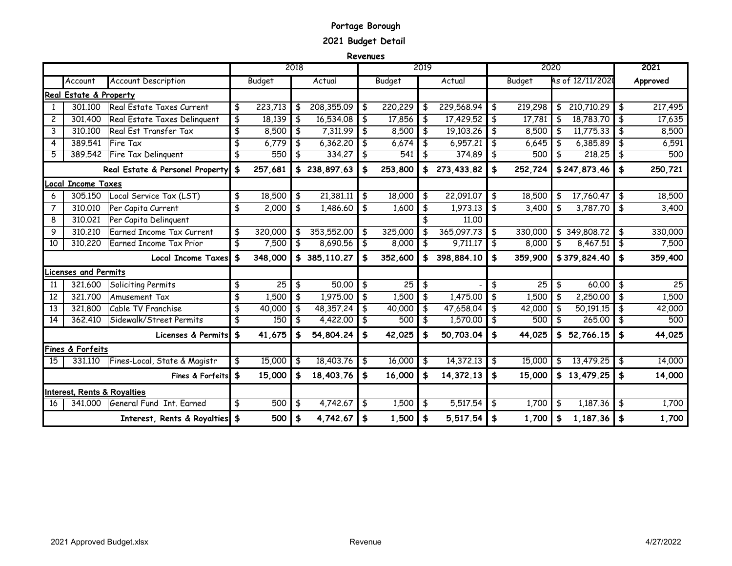# Portage Borough

## 2021 Budget Detail

### Revenues

| | | | 2018 | | 2019 | | 2020 | | 2021 |
|---|---|---|---|---|---|---|---|---|---|
| | Account | Account Description | Budget | Actual | Budget | Actual | Budget | As of 12/11/2020 | Approved |
| **Real Estate & Property** | | | | | | | | | |
| 1 | 301.100 | Real Estate Taxes Current | $ 223,713 | $ 208,355.09 | $ 220,229 | $ 229,568.94 | $ 219,298 | $ 210,710.29 | $ 217,495 |
| 2 | 301.400 | Real Estate Taxes Delinquent | $ 18,139 | $ 16,534.08 | $ 17,856 | $ 17,429.52 | $ 17,781 | $ 18,783.70 | $ 17,635 |
| 3 | 310.100 | Real Est Transfer Tax | $ 8,500 | $ 7,311.99 | $ 8,500 | $ 19,103.26 | $ 8,500 | $ 11,775.33 | $ 8,500 |
| 4 | 389.541 | Fire Tax | $ 6,779 | $ 6,362.20 | $ 6,674 | $ 6,957.21 | $ 6,645 | $ 6,385.89 | $ 6,591 |
| 5 | 389.542 | Fire Tax Delinquent | $ 550 | $ 334.27 | $ 541 | $ 374.89 | $ 500 | $ 218.25 | $ 500 |
| | | **Real Estate & Personel Property** | **$ 257,681** | **$ 238,897.63** | **$ 253,800** | **$ 273,433.82** | **$ 252,724** | **$ 247,873.46** | **$ 250,721** |
| **Local Income Taxes** | | | | | | | | | |
| 6 | 305.150 | Local Service Tax (LST) | $ 18,500 | $ 21,381.11 | $ 18,000 | $ 22,091.07 | $ 18,500 | $ 17,760.47 | $ 18,500 |
| 7 | 310.010 | Per Capita Current | $ 2,000 | $ 1,486.60 | $ 1,600 | $ 1,973.13 | $ 3,400 | $ 3,787.70 | $ 3,400 |
| 8 | 310.021 | Per Capita Delinquent | | | | $ 11.00 | | | |
| 9 | 310.210 | Earned Income Tax Current | $ 320,000 | $ 353,552.00 | $ 325,000 | $ 365,097.73 | $ 330,000 | $ 349,808.72 | $ 330,000 |
| 10 | 310.220 | Earned Income Tax Prior | $ 7,500 | $ 8,690.56 | $ 8,000 | $ 9,711.17 | $ 8,000 | $ 8,467.51 | $ 7,500 |
| | | **Local Income Taxes** | **$ 348,000** | **$ 385,110.27** | **$ 352,600** | **$ 398,884.10** | **$ 359,900** | **$ 379,824.40** | **$ 359,400** |
| **Licenses and Permits** | | | | | | | | | |
| 11 | 321.600 | Soliciting Permits | $ 25 | $ 50.00 | $ 25 | $ - | $ 25 | $ 60.00 | $ 25 |
| 12 | 321.700 | Amusement Tax | $ 1,500 | $ 1,975.00 | $ 1,500 | $ 1,475.00 | $ 1,500 | $ 2,250.00 | $ 1,500 |
| 13 | 321.800 | Cable TV Franchise | $ 40,000 | $ 48,357.24 | $ 40,000 | $ 47,658.04 | $ 42,000 | $ 50,191.15 | $ 42,000 |
| 14 | 362.410 | Sidewalk/Street Permits | $ 150 | $ 4,422.00 | $ 500 | $ 1,570.00 | $ 500 | $ 265.00 | $ 500 |
| | | **Licenses & Permits** | **$ 41,675** | **$ 54,804.24** | **$ 42,025** | **$ 50,703.04** | **$ 44,025** | **$ 52,766.15** | **$ 44,025** |
| **Fines & Forfeits** | | | | | | | | | |
| 15 | 331.110 | Fines-Local, State & Magistr | $ 15,000 | $ 18,403.76 | $ 16,000 | $ 14,372.13 | $ 15,000 | $ 13,479.25 | $ 14,000 |
| | | **Fines & Forfeits** | **$ 15,000** | **$ 18,403.76** | **$ 16,000** | **$ 14,372.13** | **$ 15,000** | **$ 13,479.25** | **$ 14,000** |
| **Interest, Rents & Royalties** | | | | | | | | | |
| 16 | 341.000 | General Fund Int. Earned | $ 500 | $ 4,742.67 | $ 1,500 | $ 5,517.54 | $ 1,700 | $ 1,187.36 | $ 1,700 |
| | | **Interest, Rents & Royalties** | **$ 500** | **$ 4,742.67** | **$ 1,500** | **$ 5,517.54** | **$ 1,700** | **$ 1,187.36** | **$ 1,700** |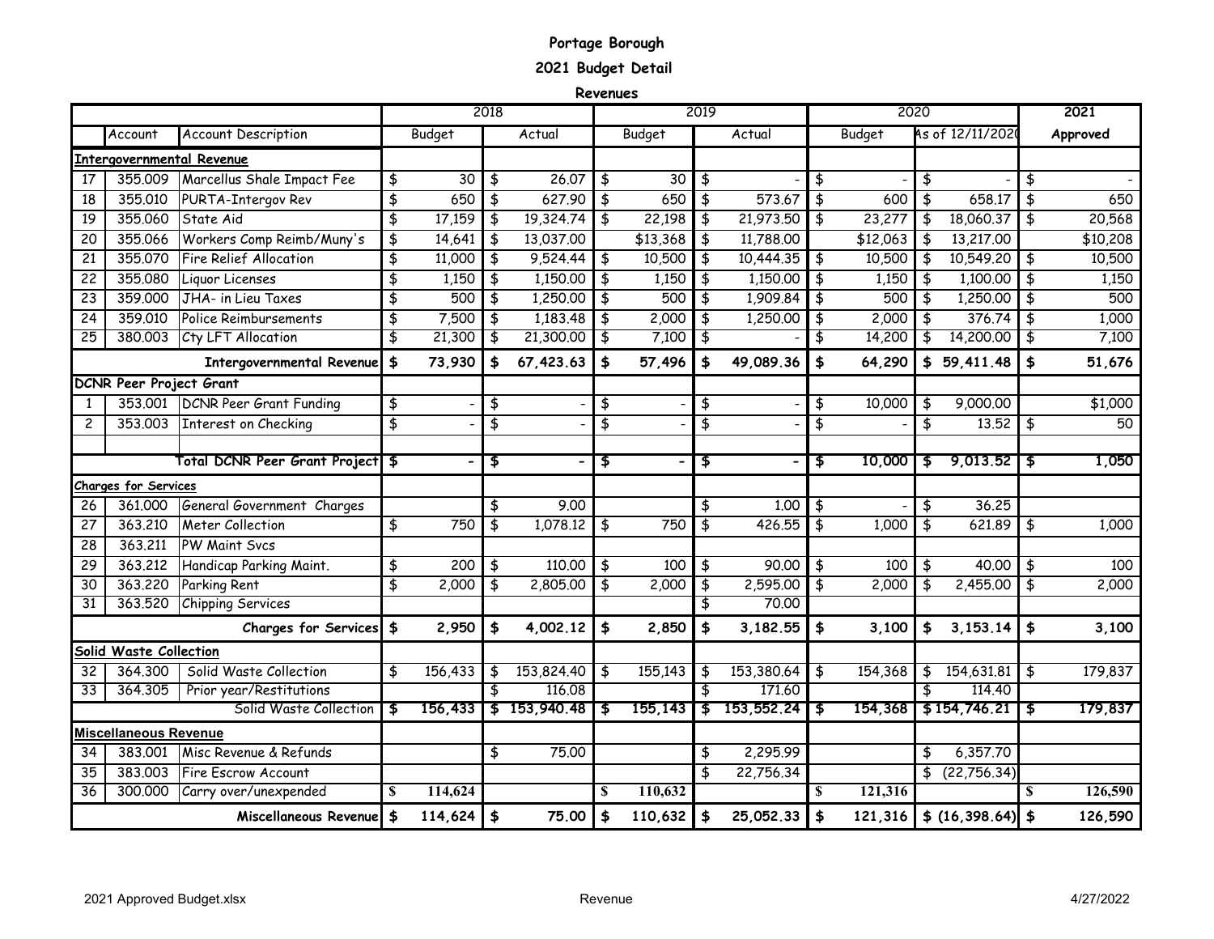# Portage Borough

## 2021 Budget Detail

### Revenues

| | | | 2018 | | 2019 | | 2020 | | 2021 |
|---|---|---|---|---|---|---|---|---|---|
| | Account | Account Description | Budget | Actual | Budget | Actual | Budget | As of 12/11/2020 | Approved |
| **Intergovernmental Revenue** | | | | | | | | | |
| 17 | 355.009 | Marcellus Shale Impact Fee | $ 30 | $ 26.07 | $ 30 | $ - | $ - | $ - | $ - |
| 18 | 355.010 | PURTA-Intergov Rev | $ 650 | $ 627.90 | $ 650 | $ 573.67 | $ 600 | $ 658.17 | $ 650 |
| 19 | 355.060 | State Aid | $ 17,159 | $ 19,324.74 | $ 22,198 | $ 21,973.50 | $ 23,277 | $ 18,060.37 | $ 20,568 |
| 20 | 355.066 | Workers Comp Reimb/Muny's | $ 14,641 | $ 13,037.00 | $13,368 | $ 11,788.00 | $12,063 | $ 13,217.00 | $10,208 |
| 21 | 355.070 | Fire Relief Allocation | $ 11,000 | $ 9,524.44 | $ 10,500 | $ 10,444.35 | $ 10,500 | $ 10,549.20 | $ 10,500 |
| 22 | 355.080 | Liquor Licenses | $ 1,150 | $ 1,150.00 | $ 1,150 | $ 1,150.00 | $ 1,150 | $ 1,100.00 | $ 1,150 |
| 23 | 359.000 | JHA- in Lieu Taxes | $ 500 | $ 1,250.00 | $ 500 | $ 1,909.84 | $ 500 | $ 1,250.00 | $ 500 |
| 24 | 359.010 | Police Reimbursements | $ 7,500 | $ 1,183.48 | $ 2,000 | $ 1,250.00 | $ 2,000 | $ 376.74 | $ 1,000 |
| 25 | 380.003 | Cty LFT Allocation | $ 21,300 | $ 21,300.00 | $ 7,100 | $ - | $ 14,200 | $ 14,200.00 | $ 7,100 |
| | | **Intergovernmental Revenue** | **$ 73,930** | **$ 67,423.63** | **$ 57,496** | **$ 49,089.36** | **$ 64,290** | **$ 59,411.48** | **$ 51,676** |
| **DCNR Peer Project Grant** | | | | | | | | | |
| 1 | 353.001 | DCNR Peer Grant Funding | $ - | $ - | $ - | $ - | $ 10,000 | $ 9,000.00 | $1,000 |
| 2 | 353.003 | Interest on Checking | $ - | $ - | $ - | $ - | $ - | $ 13.52 | $ 50 |
| | | **Total DCNR Peer Grant Project** | **$ -** | **$ -** | **$ -** | **$ -** | **$ 10,000** | **$ 9,013.52** | **$ 1,050** |
| **Charges for Services** | | | | | | | | | |
| 26 | 361.000 | General Government Charges | | $ 9.00 | | $ 1.00 | $ - | $ 36.25 | |
| 27 | 363.210 | Meter Collection | $ 750 | $ 1,078.12 | $ 750 | $ 426.55 | $ 1,000 | $ 621.89 | $ 1,000 |
| 28 | 363.211 | PW Maint Svcs | | | | | | | |
| 29 | 363.212 | Handicap Parking Maint. | $ 200 | $ 110.00 | $ 100 | $ 90.00 | $ 100 | $ 40.00 | $ 100 |
| 30 | 363.220 | Parking Rent | $ 2,000 | $ 2,805.00 | $ 2,000 | $ 2,595.00 | $ 2,000 | $ 2,455.00 | $ 2,000 |
| 31 | 363.520 | Chipping Services | | | | $ 70.00 | | | |
| | | **Charges for Services** | **$ 2,950** | **$ 4,002.12** | **$ 2,850** | **$ 3,182.55** | **$ 3,100** | **$ 3,153.14** | **$ 3,100** |
| **Solid Waste Collection** | | | | | | | | | |
| 32 | 364.300 | Solid Waste Collection | $ 156,433 | $ 153,824.40 | $ 155,143 | $ 153,380.64 | $ 154,368 | $ 154,631.81 | $ 179,837 |
| 33 | 364.305 | Prior year/Restitutions | | $ 116.08 | | $ 171.60 | | $ 114.40 | |
| | | Solid Waste Collection | **$ 156,433** | **$ 153,940.48** | **$ 155,143** | **$ 153,552.24** | **$ 154,368** | **$ 154,746.21** | **$ 179,837** |
| **Miscellaneous Revenue** | | | | | | | | | |
| 34 | 383.001 | Misc Revenue & Refunds | | $ 75.00 | | $ 2,295.99 | | $ 6,357.70 | |
| 35 | 383.003 | Fire Escrow Account | | | | $ 22,756.34 | | $ (22,756.34) | |
| 36 | 300.000 | Carry over/unexpended | **$ 114,624** | | **$ 110,632** | | **$ 121,316** | | **$ 126,590** |
| | | **Miscellaneous Revenue** | **$ 114,624** | **$ 75.00** | **$ 110,632** | **$ 25,052.33** | **$ 121,316** | **$ (16,398.64)** | **$ 126,590** |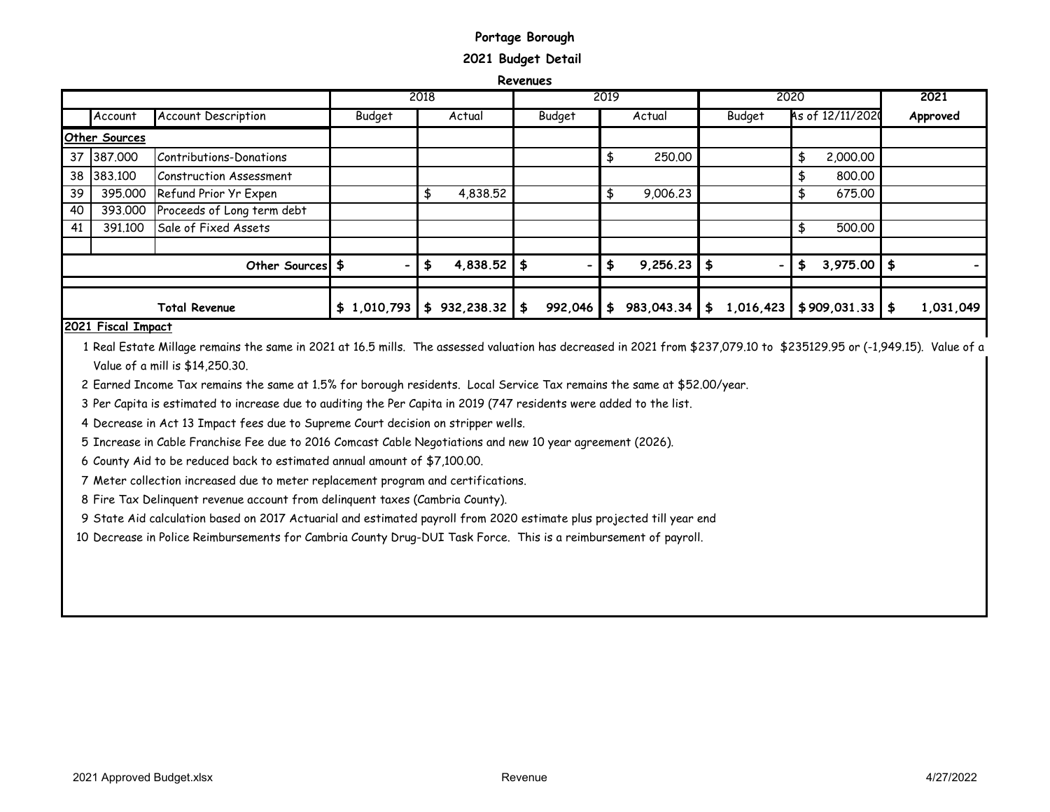**Portage Borough**

**2021 Budget Detail**

**Revenues**

| | | | 2018 | | 2019 | | 2020 | | 2021 |
|---|---|---|---|---|---|---|---|---|---|
| | Account | Account Description | Budget | Actual | Budget | Actual | Budget | As of 12/11/2020 | Approved |
| **Other Sources** | | | | | | | | | |
| 37 | 387.000 | Contributions-Donations | | | | $ 250.00 | | $ 2,000.00 | |
| 38 | 383.100 | Construction Assessment | | | | | | $ 800.00 | |
| 39 | 395.000 | Refund Prior Yr Expen | | $ 4,838.52 | | $ 9,006.23 | | $ 675.00 | |
| 40 | 393.000 | Proceeds of Long term debt | | | | | | | |
| 41 | 391.100 | Sale of Fixed Assets | | | | | | $ 500.00 | |
| | | **Other Sources** | **$ -** | **$ 4,838.52** | **$ -** | **$ 9,256.23** | **$ -** | **$ 3,975.00** | **$ -** |
| | | **Total Revenue** | **$ 1,010,793** | **$ 932,238.32** | **$ 992,046** | **$ 983,043.34** | **$ 1,016,423** | **$ 909,031.33** | **$ 1,031,049** |

**2021 Fiscal Impact**

1. Real Estate Millage remains the same in 2021 at 16.5 mills. The assessed valuation has decreased in 2021 from $237,079.10 to $235129.95 or (-1,949.15). Value of a Value of a mill is $14,250.30.
2. Earned Income Tax remains the same at 1.5% for borough residents. Local Service Tax remains the same at $52.00/year.
3. Per Capita is estimated to increase due to auditing the Per Capita in 2019 (747 residents were added to the list.
4. Decrease in Act 13 Impact fees due to Supreme Court decision on stripper wells.
5. Increase in Cable Franchise Fee due to 2016 Comcast Cable Negotiations and new 10 year agreement (2026).
6. County Aid to be reduced back to estimated annual amount of $7,100.00.
7. Meter collection increased due to meter replacement program and certifications.
8. Fire Tax Delinquent revenue account from delinquent taxes (Cambria County).
9. State Aid calculation based on 2017 Actuarial and estimated payroll from 2020 estimate plus projected till year end
10. Decrease in Police Reimbursements for Cambria County Drug-DUI Task Force. This is a reimbursement of payroll.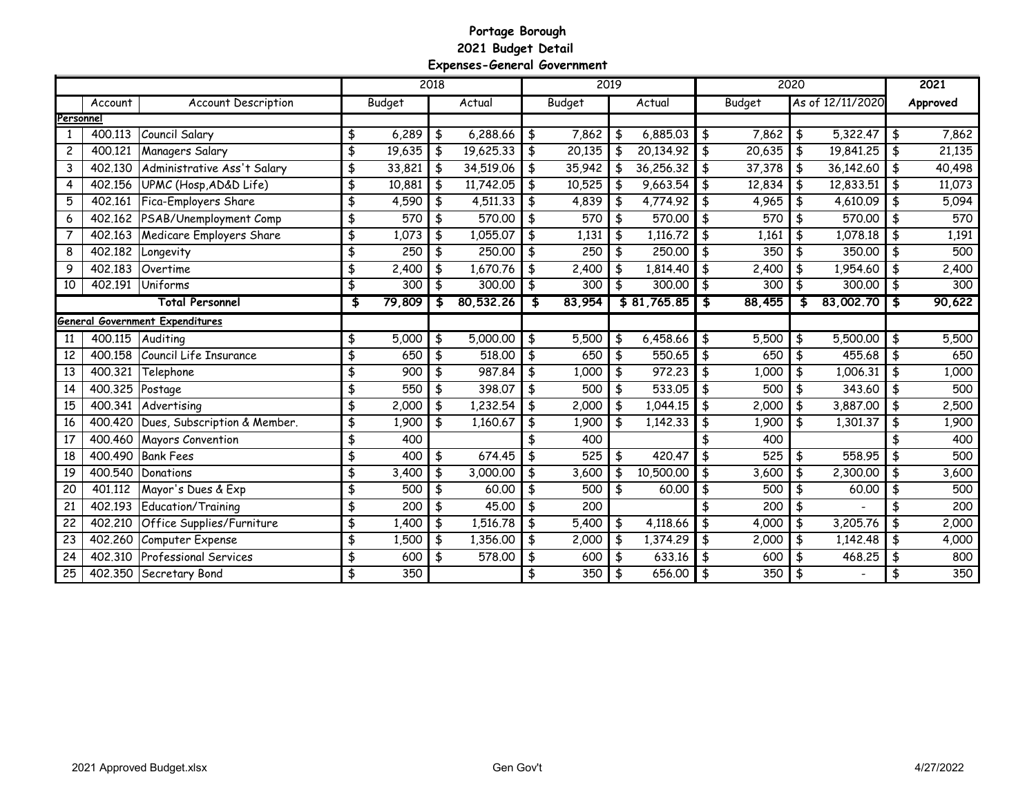# Portage Borough
## 2021 Budget Detail
### Expenses-General Government

| | Account | Account Description | 2018 Budget | 2018 Actual | 2019 Budget | 2019 Actual | 2020 Budget | 2020 As of 12/11/2020 | 2021 Approved |
|---|---|---|---|---|---|---|---|---|---|
| **Personnel** | | | | | | | | | |
| 1 | 400.113 | Council Salary | $ 6,289 | $ 6,288.66 | $ 7,862 | $ 6,885.03 | $ 7,862 | $ 5,322.47 | $ 7,862 |
| 2 | 400.121 | Managers Salary | $ 19,635 | $ 19,625.33 | $ 20,135 | $ 20,134.92 | $ 20,635 | $ 19,841.25 | $ 21,135 |
| 3 | 402.130 | Administrative Ass't Salary | $ 33,821 | $ 34,519.06 | $ 35,942 | $ 36,256.32 | $ 37,378 | $ 36,142.60 | $ 40,498 |
| 4 | 402.156 | UPMC (Hosp,AD&D Life) | $ 10,881 | $ 11,742.05 | $ 10,525 | $ 9,663.54 | $ 12,834 | $ 12,833.51 | $ 11,073 |
| 5 | 402.161 | Fica-Employers Share | $ 4,590 | $ 4,511.33 | $ 4,839 | $ 4,774.92 | $ 4,965 | $ 4,610.09 | $ 5,094 |
| 6 | 402.162 | PSAB/Unemployment Comp | $ 570 | $ 570.00 | $ 570 | $ 570.00 | $ 570 | $ 570.00 | $ 570 |
| 7 | 402.163 | Medicare Employers Share | $ 1,073 | $ 1,055.07 | $ 1,131 | $ 1,116.72 | $ 1,161 | $ 1,078.18 | $ 1,191 |
| 8 | 402.182 | Longevity | $ 250 | $ 250.00 | $ 250 | $ 250.00 | $ 350 | $ 350.00 | $ 500 |
| 9 | 402.183 | Overtime | $ 2,400 | $ 1,670.76 | $ 2,400 | $ 1,814.40 | $ 2,400 | $ 1,954.60 | $ 2,400 |
| 10 | 402.191 | Uniforms | $ 300 | $ 300.00 | $ 300 | $ 300.00 | $ 300 | $ 300.00 | $ 300 |
| | | **Total Personnel** | **$ 79,809** | **$ 80,532.26** | **$ 83,954** | **$ 81,765.85** | **$ 88,455** | **$ 83,002.70** | **$ 90,622** |
| **General Government Expenditures** | | | | | | | | | |
| 11 | 400.115 | Auditing | $ 5,000 | $ 5,000.00 | $ 5,500 | $ 6,458.66 | $ 5,500 | $ 5,500.00 | $ 5,500 |
| 12 | 400.158 | Council Life Insurance | $ 650 | $ 518.00 | $ 650 | $ 550.65 | $ 650 | $ 455.68 | $ 650 |
| 13 | 400.321 | Telephone | $ 900 | $ 987.84 | $ 1,000 | $ 972.23 | $ 1,000 | $ 1,006.31 | $ 1,000 |
| 14 | 400.325 | Postage | $ 550 | $ 398.07 | $ 500 | $ 533.05 | $ 500 | $ 343.60 | $ 500 |
| 15 | 400.341 | Advertising | $ 2,000 | $ 1,232.54 | $ 2,000 | $ 1,044.15 | $ 2,000 | $ 3,887.00 | $ 2,500 |
| 16 | 400.420 | Dues, Subscription & Member. | $ 1,900 | $ 1,160.67 | $ 1,900 | $ 1,142.33 | $ 1,900 | $ 1,301.37 | $ 1,900 |
| 17 | 400.460 | Mayors Convention | $ 400 | | $ 400 | | $ 400 | | $ 400 |
| 18 | 400.490 | Bank Fees | $ 400 | $ 674.45 | $ 525 | $ 420.47 | $ 525 | $ 558.95 | $ 500 |
| 19 | 400.540 | Donations | $ 3,400 | $ 3,000.00 | $ 3,600 | $ 10,500.00 | $ 3,600 | $ 2,300.00 | $ 3,600 |
| 20 | 401.112 | Mayor's Dues & Exp | $ 500 | $ 60.00 | $ 500 | $ 60.00 | $ 500 | $ 60.00 | $ 500 |
| 21 | 402.193 | Education/Training | $ 200 | $ 45.00 | $ 200 | | $ 200 | $ - | $ 200 |
| 22 | 402.210 | Office Supplies/Furniture | $ 1,400 | $ 1,516.78 | $ 5,400 | $ 4,118.66 | $ 4,000 | $ 3,205.76 | $ 2,000 |
| 23 | 402.260 | Computer Expense | $ 1,500 | $ 1,356.00 | $ 2,000 | $ 1,374.29 | $ 2,000 | $ 1,142.48 | $ 4,000 |
| 24 | 402.310 | Professional Services | $ 600 | $ 578.00 | $ 600 | $ 633.16 | $ 600 | $ 468.25 | $ 800 |
| 25 | 402.350 | Secretary Bond | $ 350 | | $ 350 | $ 656.00 | $ 350 | $ - | $ 350 |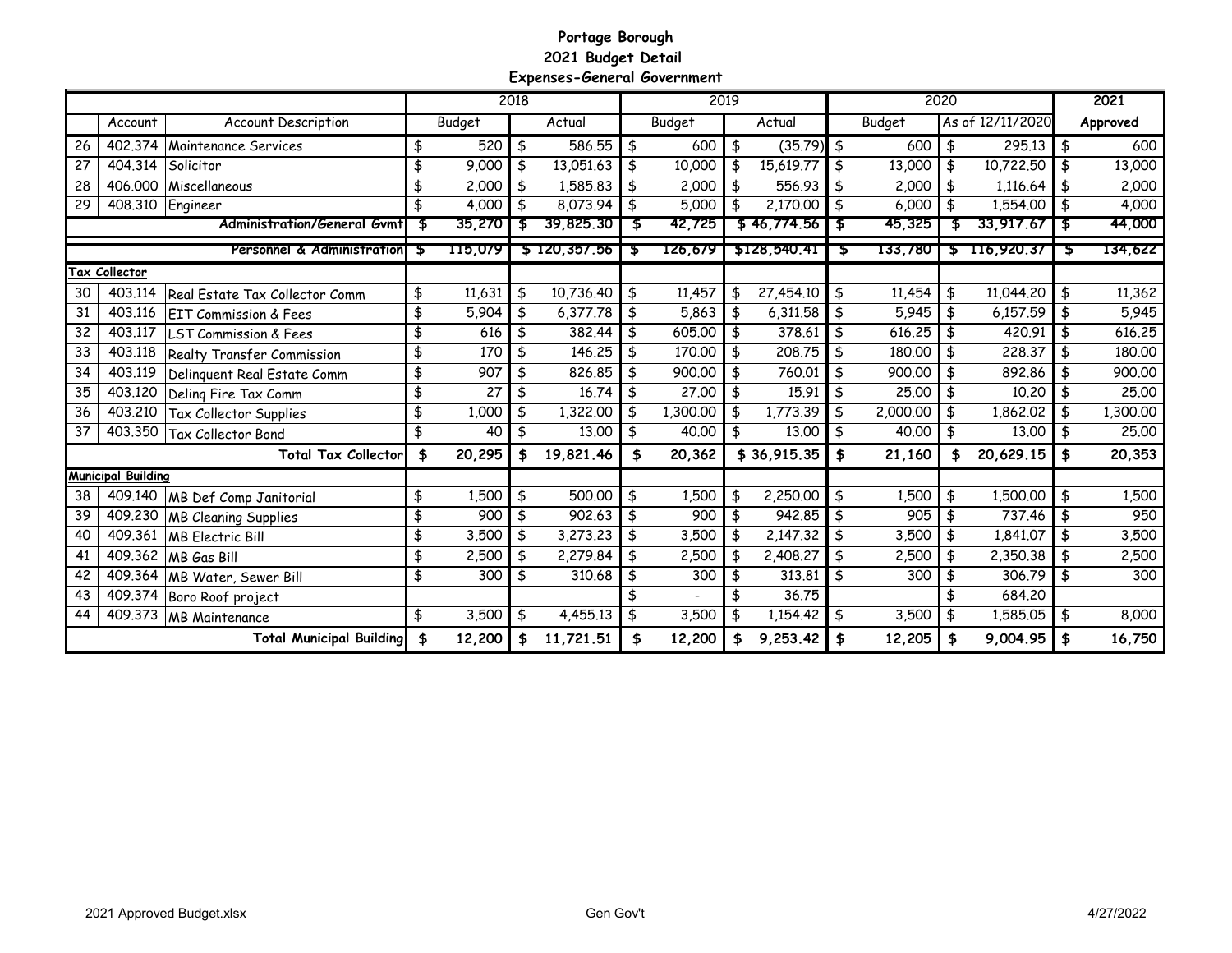**Portage Borough**
**2021 Budget Detail**
**Expenses-General Government**

| | Account | Account Description | 2018 Budget | 2018 Actual | 2019 Budget | 2019 Actual | 2020 Budget | 2020 As of 12/11/2020 | 2021 Approved |
|---|---|---|---|---|---|---|---|---|---|
| 26 | 402.374 | Maintenance Services | $ 520 | $ 586.55 | $ 600 | $ (35.79) | $ 600 | $ 295.13 | $ 600 |
| 27 | 404.314 | Solicitor | $ 9,000 | $ 13,051.63 | $ 10,000 | $ 15,619.77 | $ 13,000 | $ 10,722.50 | $ 13,000 |
| 28 | 406.000 | Miscellaneous | $ 2,000 | $ 1,585.83 | $ 2,000 | $ 556.93 | $ 2,000 | $ 1,116.64 | $ 2,000 |
| 29 | 408.310 | Engineer | $ 4,000 | $ 8,073.94 | $ 5,000 | $ 2,170.00 | $ 6,000 | $ 1,554.00 | $ 4,000 |
| | | **Administration/General Gvmt** | **$ 35,270** | **$ 39,825.30** | **$ 42,725** | **$ 46,774.56** | **$ 45,325** | **$ 33,917.67** | **$ 44,000** |
| | | **Personnel & Administration** | **$ 115,079** | **$ 120,357.56** | **$ 126,679** | **$128,540.41** | **$ 133,780** | **$ 116,920.37** | **$ 134,622** |
| **Tax Collector** | | | | | | | | | |
| 30 | 403.114 | Real Estate Tax Collector Comm | $ 11,631 | $ 10,736.40 | $ 11,457 | $ 27,454.10 | $ 11,454 | $ 11,044.20 | $ 11,362 |
| 31 | 403.116 | EIT Commission & Fees | $ 5,904 | $ 6,377.78 | $ 5,863 | $ 6,311.58 | $ 5,945 | $ 6,157.59 | $ 5,945 |
| 32 | 403.117 | LST Commission & Fees | $ 616 | $ 382.44 | $ 605.00 | $ 378.61 | $ 616.25 | $ 420.91 | $ 616.25 |
| 33 | 403.118 | Realty Transfer Commission | $ 170 | $ 146.25 | $ 170.00 | $ 208.75 | $ 180.00 | $ 228.37 | $ 180.00 |
| 34 | 403.119 | Delinquent Real Estate Comm | $ 907 | $ 826.85 | $ 900.00 | $ 760.01 | $ 900.00 | $ 892.86 | $ 900.00 |
| 35 | 403.120 | Delinq Fire Tax Comm | $ 27 | $ 16.74 | $ 27.00 | $ 15.91 | $ 25.00 | $ 10.20 | $ 25.00 |
| 36 | 403.210 | Tax Collector Supplies | $ 1,000 | $ 1,322.00 | $ 1,300.00 | $ 1,773.39 | $ 2,000.00 | $ 1,862.02 | $ 1,300.00 |
| 37 | 403.350 | Tax Collector Bond | $ 40 | $ 13.00 | $ 40.00 | $ 13.00 | $ 40.00 | $ 13.00 | $ 25.00 |
| | | **Total Tax Collector** | **$ 20,295** | **$ 19,821.46** | **$ 20,362** | **$ 36,915.35** | **$ 21,160** | **$ 20,629.15** | **$ 20,353** |
| **Municipal Building** | | | | | | | | | |
| 38 | 409.140 | MB Def Comp Janitorial | $ 1,500 | $ 500.00 | $ 1,500 | $ 2,250.00 | $ 1,500 | $ 1,500.00 | $ 1,500 |
| 39 | 409.230 | MB Cleaning Supplies | $ 900 | $ 902.63 | $ 900 | $ 942.85 | $ 905 | $ 737.46 | $ 950 |
| 40 | 409.361 | MB Electric Bill | $ 3,500 | $ 3,273.23 | $ 3,500 | $ 2,147.32 | $ 3,500 | $ 1,841.07 | $ 3,500 |
| 41 | 409.362 | MB Gas Bill | $ 2,500 | $ 2,279.84 | $ 2,500 | $ 2,408.27 | $ 2,500 | $ 2,350.38 | $ 2,500 |
| 42 | 409.364 | MB Water, Sewer Bill | $ 300 | $ 310.68 | $ 300 | $ 313.81 | $ 300 | $ 306.79 | $ 300 |
| 43 | 409.374 | Boro Roof project | | | $ - | $ 36.75 | | $ 684.20 | |
| 44 | 409.373 | MB Maintenance | $ 3,500 | $ 4,455.13 | $ 3,500 | $ 1,154.42 | $ 3,500 | $ 1,585.05 | $ 8,000 |
| | | **Total Municipal Building** | **$ 12,200** | **$ 11,721.51** | **$ 12,200** | **$ 9,253.42** | **$ 12,205** | **$ 9,004.95** | **$ 16,750** |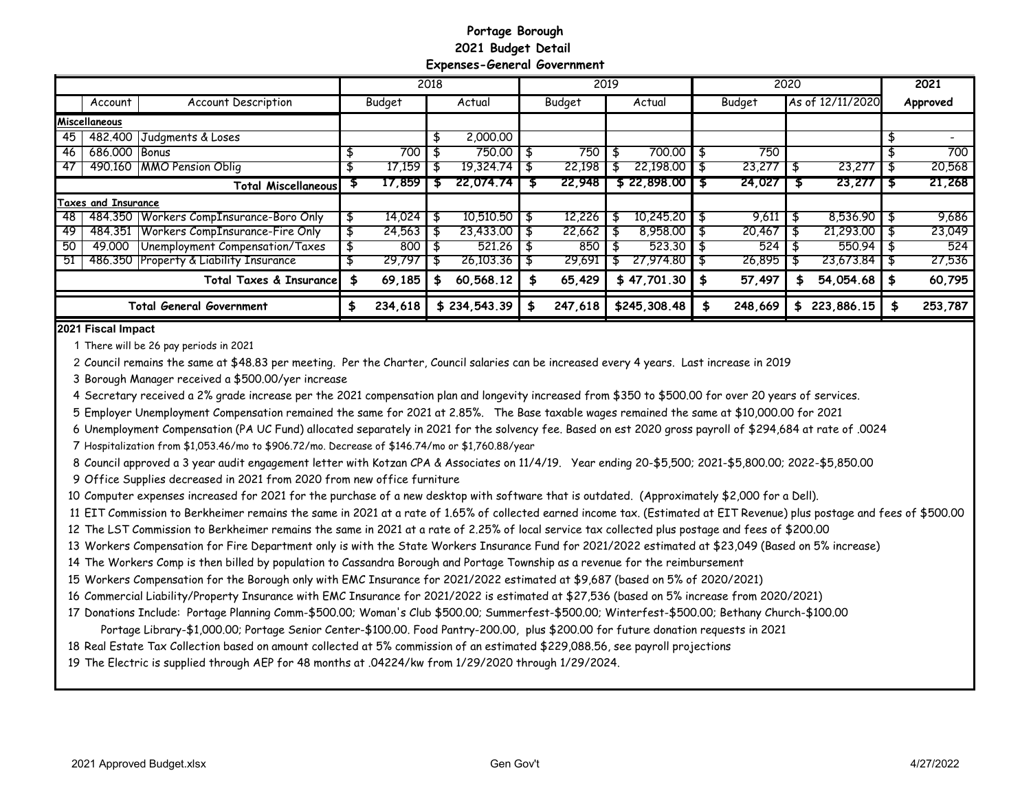**Portage Borough**
**2021 Budget Detail**
**Expenses-General Government**

| | Account | Account Description | 2018 Budget | 2018 Actual | 2019 Budget | 2019 Actual | 2020 Budget | 2020 As of 12/11/2020 | 2021 Approved |
|---|---|---|---|---|---|---|---|---|---|
| **Miscellaneous** | | | | | | | | | |
| 45 | 482.400 | Judgments & Loses | | $ 2,000.00 | | | | | $ - |
| 46 | 686.000 | Bonus | $ 700 | $ 750.00 | $ 750 | $ 700.00 | $ 750 | | $ 700 |
| 47 | 490.160 | MMO Pension Oblig | $ 17,159 | $ 19,324.74 | $ 22,198 | $ 22,198.00 | $ 23,277 | $ 23,277 | $ 20,568 |
| | | **Total Miscellaneous** | **$ 17,859** | **$ 22,074.74** | **$ 22,948** | **$ 22,898.00** | **$ 24,027** | **$ 23,277** | **$ 21,268** |
| **Taxes and Insurance** | | | | | | | | | |
| 48 | 484.350 | Workers CompInsurance-Boro Only | $ 14,024 | $ 10,510.50 | $ 12,226 | $ 10,245.20 | $ 9,611 | $ 8,536.90 | $ 9,686 |
| 49 | 484.351 | Workers CompInsurance-Fire Only | $ 24,563 | $ 23,433.00 | $ 22,662 | $ 8,958.00 | $ 20,467 | $ 21,293.00 | $ 23,049 |
| 50 | 49.000 | Unemployment Compensation/Taxes | $ 800 | $ 521.26 | $ 850 | $ 523.30 | $ 524 | $ 550.94 | $ 524 |
| 51 | 486.350 | Property & Liability Insurance | $ 29,797 | $ 26,103.36 | $ 29,691 | $ 27,974.80 | $ 26,895 | $ 23,673.84 | $ 27,536 |
| | | **Total Taxes & Insurance** | **$ 69,185** | **$ 60,568.12** | **$ 65,429** | **$ 47,701.30** | **$ 57,497** | **$ 54,054.68** | **$ 60,795** |
| | | **Total General Government** | **$ 234,618** | **$ 234,543.39** | **$ 247,618** | **$245,308.48** | **$ 248,669** | **$ 223,886.15** | **$ 253,787** |

**2021 Fiscal Impact**

1 There will be 26 pay periods in 2021
2 Council remains the same at $48.83 per meeting. Per the Charter, Council salaries can be increased every 4 years. Last increase in 2019
3 Borough Manager received a $500.00/yer increase
4 Secretary received a 2% grade increase per the 2021 compensation plan and longevity increased from $350 to $500.00 for over 20 years of services.
5 Employer Unemployment Compensation remained the same for 2021 at 2.85%. The Base taxable wages remained the same at $10,000.00 for 2021
6 Unemployment Compensation (PA UC Fund) allocated separately in 2021 for the solvency fee. Based on est 2020 gross payroll of $294,684 at rate of .0024
7 Hospitalization from $1,053.46/mo to $906.72/mo. Decrease of $146.74/mo or $1,760.88/year
8 Council approved a 3 year audit engagement letter with Kotzan CPA & Associates on 11/4/19. Year ending 20-$5,500; 2021-$5,800.00; 2022-$5,850.00
9 Office Supplies decreased in 2021 from 2020 from new office furniture
10 Computer expenses increased for 2021 for the purchase of a new desktop with software that is outdated. (Approximately $2,000 for a Dell).
11 EIT Commission to Berkheimer remains the same in 2021 at a rate of 1.65% of collected earned income tax. (Estimated at EIT Revenue) plus postage and fees of $500.00
12 The LST Commission to Berkheimer remains the same in 2021 at a rate of 2.25% of local service tax collected plus postage and fees of $200.00
13 Workers Compensation for Fire Department only is with the State Workers Insurance Fund for 2021/2022 estimated at $23,049 (Based on 5% increase)
14 The Workers Comp is then billed by population to Cassandra Borough and Portage Township as a revenue for the reimbursement
15 Workers Compensation for the Borough only with EMC Insurance for 2021/2022 estimated at $9,687 (based on 5% of 2020/2021)
16 Commercial Liability/Property Insurance with EMC Insurance for 2021/2022 is estimated at $27,536 (based on 5% increase from 2020/2021)
17 Donations Include: Portage Planning Comm-$500.00; Woman's Club $500.00; Summerfest-$500.00; Winterfest-$500.00; Bethany Church-$100.00
Portage Library-$1,000.00; Portage Senior Center-$100.00. Food Pantry-200.00, plus $200.00 for future donation requests in 2021
18 Real Estate Tax Collection based on amount collected at 5% commission of an estimated $229,088.56, see payroll projections
19 The Electric is supplied through AEP for 48 months at .04224/kw from 1/29/2020 through 1/29/2024.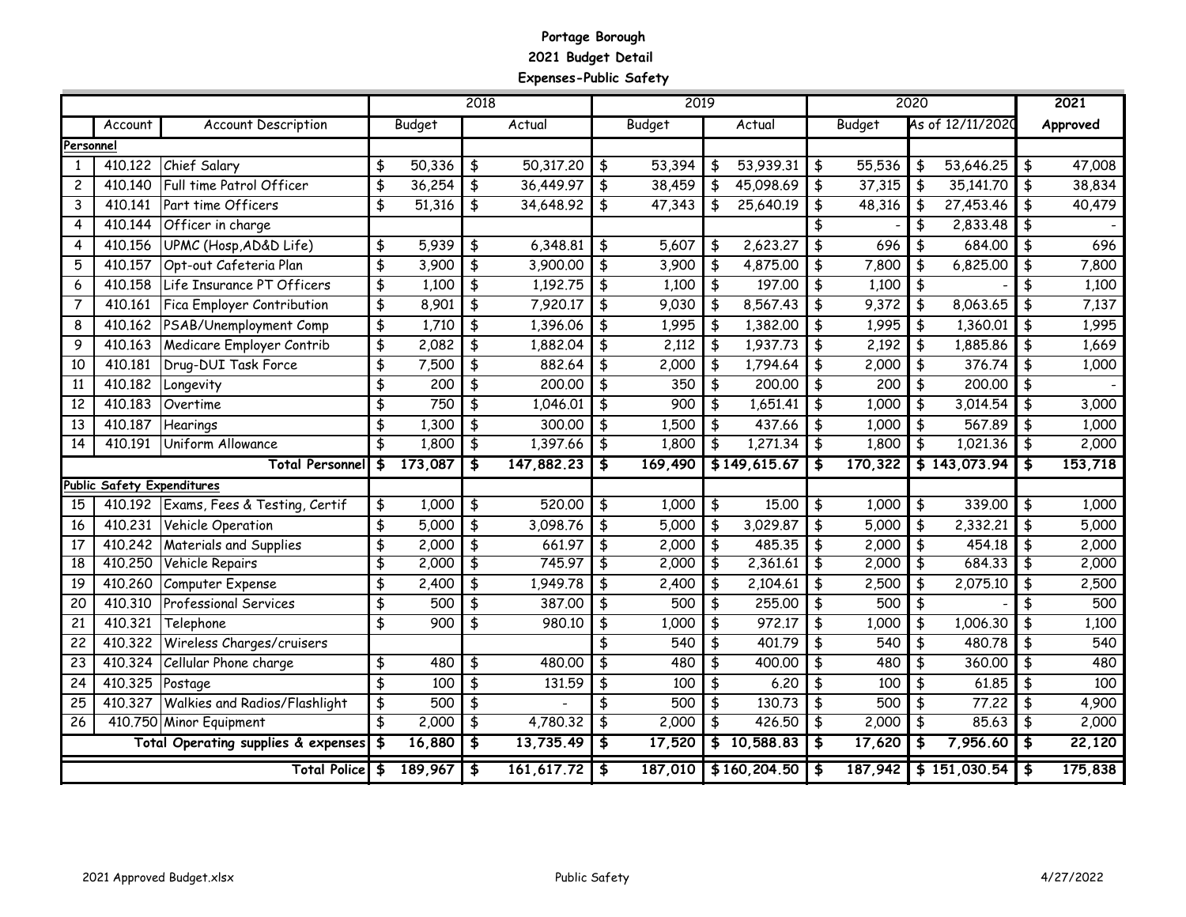**Portage Borough**

**2021 Budget Detail**

**Expenses-Public Safety**

| | | | 2018 | | 2019 | | 2020 | | 2021 |
|---|---|---|---|---|---|---|---|---|---|
| | Account | Account Description | Budget | Actual | Budget | Actual | Budget | As of 12/11/2020 | Approved |
| **Personnel** | | | | | | | | | |
| 1 | 410.122 | Chief Salary | $ 50,336 | $ 50,317.20 | $ 53,394 | $ 53,939.31 | $ 55,536 | $ 53,646.25 | $ 47,008 |
| 2 | 410.140 | Full time Patrol Officer | $ 36,254 | $ 36,449.97 | $ 38,459 | $ 45,098.69 | $ 37,315 | $ 35,141.70 | $ 38,834 |
| 3 | 410.141 | Part time Officers | $ 51,316 | $ 34,648.92 | $ 47,343 | $ 25,640.19 | $ 48,316 | $ 27,453.46 | $ 40,479 |
| 4 | 410.144 | Officer in charge | | | | | $ - | $ 2,833.48 | $ - |
| 4 | 410.156 | UPMC (Hosp,AD&D Life) | $ 5,939 | $ 6,348.81 | $ 5,607 | $ 2,623.27 | $ 696 | $ 684.00 | $ 696 |
| 5 | 410.157 | Opt-out Cafeteria Plan | $ 3,900 | $ 3,900.00 | $ 3,900 | $ 4,875.00 | $ 7,800 | $ 6,825.00 | $ 7,800 |
| 6 | 410.158 | Life Insurance PT Officers | $ 1,100 | $ 1,192.75 | $ 1,100 | $ 197.00 | $ 1,100 | $ - | $ 1,100 |
| 7 | 410.161 | Fica Employer Contribution | $ 8,901 | $ 7,920.17 | $ 9,030 | $ 8,567.43 | $ 9,372 | $ 8,063.65 | $ 7,137 |
| 8 | 410.162 | PSAB/Unemployment Comp | $ 1,710 | $ 1,396.06 | $ 1,995 | $ 1,382.00 | $ 1,995 | $ 1,360.01 | $ 1,995 |
| 9 | 410.163 | Medicare Employer Contrib | $ 2,082 | $ 1,882.04 | $ 2,112 | $ 1,937.73 | $ 2,192 | $ 1,885.86 | $ 1,669 |
| 10 | 410.181 | Drug-DUI Task Force | $ 7,500 | $ 882.64 | $ 2,000 | $ 1,794.64 | $ 2,000 | $ 376.74 | $ 1,000 |
| 11 | 410.182 | Longevity | $ 200 | $ 200.00 | $ 350 | $ 200.00 | $ 200 | $ 200.00 | $ - |
| 12 | 410.183 | Overtime | $ 750 | $ 1,046.01 | $ 900 | $ 1,651.41 | $ 1,000 | $ 3,014.54 | $ 3,000 |
| 13 | 410.187 | Hearings | $ 1,300 | $ 300.00 | $ 1,500 | $ 437.66 | $ 1,000 | $ 567.89 | $ 1,000 |
| 14 | 410.191 | Uniform Allowance | $ 1,800 | $ 1,397.66 | $ 1,800 | $ 1,271.34 | $ 1,800 | $ 1,021.36 | $ 2,000 |
| | | **Total Personnel** | **$ 173,087** | **$ 147,882.23** | **$ 169,490** | **$ 149,615.67** | **$ 170,322** | **$ 143,073.94** | **$ 153,718** |
| **Public Safety Expenditures** | | | | | | | | | |
| 15 | 410.192 | Exams, Fees & Testing, Certif | $ 1,000 | $ 520.00 | $ 1,000 | $ 15.00 | $ 1,000 | $ 339.00 | $ 1,000 |
| 16 | 410.231 | Vehicle Operation | $ 5,000 | $ 3,098.76 | $ 5,000 | $ 3,029.87 | $ 5,000 | $ 2,332.21 | $ 5,000 |
| 17 | 410.242 | Materials and Supplies | $ 2,000 | $ 661.97 | $ 2,000 | $ 485.35 | $ 2,000 | $ 454.18 | $ 2,000 |
| 18 | 410.250 | Vehicle Repairs | $ 2,000 | $ 745.97 | $ 2,000 | $ 2,361.61 | $ 2,000 | $ 684.33 | $ 2,000 |
| 19 | 410.260 | Computer Expense | $ 2,400 | $ 1,949.78 | $ 2,400 | $ 2,104.61 | $ 2,500 | $ 2,075.10 | $ 2,500 |
| 20 | 410.310 | Professional Services | $ 500 | $ 387.00 | $ 500 | $ 255.00 | $ 500 | $ - | $ 500 |
| 21 | 410.321 | Telephone | $ 900 | $ 980.10 | $ 1,000 | $ 972.17 | $ 1,000 | $ 1,006.30 | $ 1,100 |
| 22 | 410.322 | Wireless Charges/cruisers | | | $ 540 | $ 401.79 | $ 540 | $ 480.78 | $ 540 |
| 23 | 410.324 | Cellular Phone charge | $ 480 | $ 480.00 | $ 480 | $ 400.00 | $ 480 | $ 360.00 | $ 480 |
| 24 | 410.325 | Postage | $ 100 | $ 131.59 | $ 100 | $ 6.20 | $ 100 | $ 61.85 | $ 100 |
| 25 | 410.327 | Walkies and Radios/Flashlight | $ 500 | $ - | $ 500 | $ 130.73 | $ 500 | $ 77.22 | $ 4,900 |
| 26 | 410.750 | Minor Equipment | $ 2,000 | $ 4,780.32 | $ 2,000 | $ 426.50 | $ 2,000 | $ 85.63 | $ 2,000 |
| | | **Total Operating supplies & expenses** | **$ 16,880** | **$ 13,735.49** | **$ 17,520** | **$ 10,588.83** | **$ 17,620** | **$ 7,956.60** | **$ 22,120** |
| | | **Total Police** | **$ 189,967** | **$ 161,617.72** | **$ 187,010** | **$ 160,204.50** | **$ 187,942** | **$ 151,030.54** | **$ 175,838** |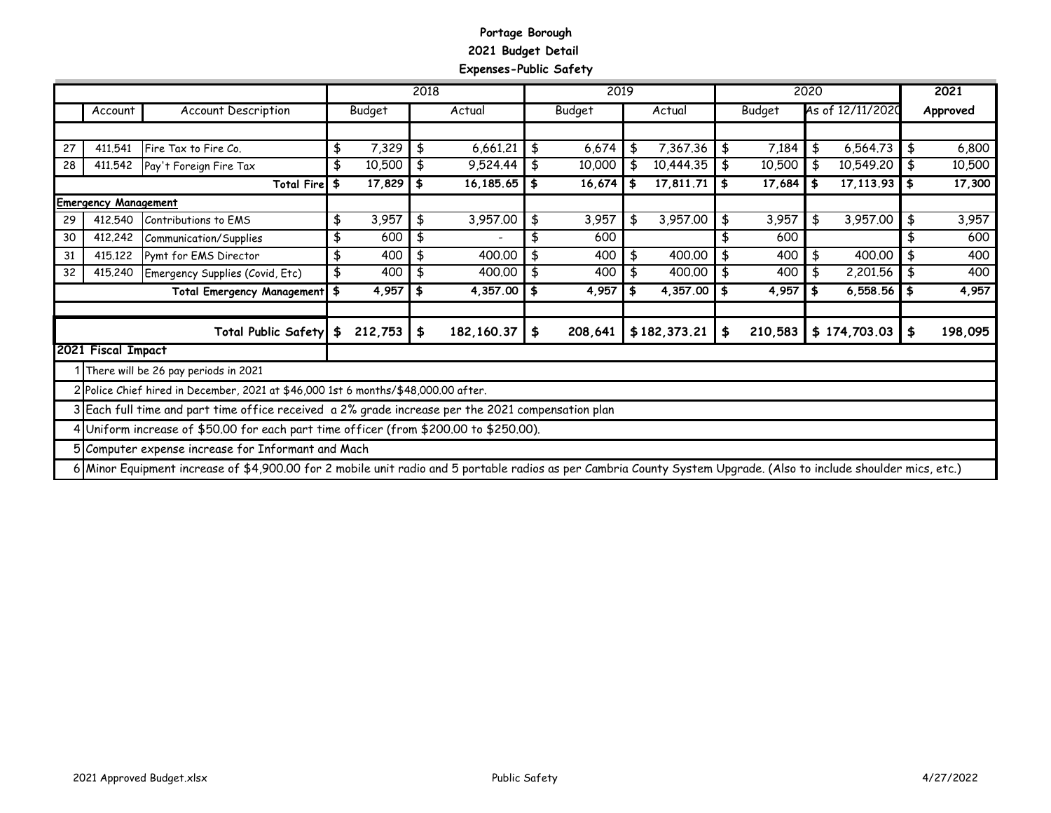**Portage Borough**
**2021 Budget Detail**
**Expenses-Public Safety**

| | Account | Account Description | 2018 Budget | 2018 Actual | 2019 Budget | 2019 Actual | 2020 Budget | 2020 As of 12/11/2020 | 2021 Approved |
|---|---|---|---|---|---|---|---|---|---|
| 27 | 411.541 | Fire Tax to Fire Co. | $ 7,329 | $ 6,661.21 | $ 6,674 | $ 7,367.36 | $ 7,184 | $ 6,564.73 | $ 6,800 |
| 28 | 411.542 | Pay't Foreign Fire Tax | $ 10,500 | $ 9,524.44 | $ 10,000 | $ 10,444.35 | $ 10,500 | $ 10,549.20 | $ 10,500 |
| | | **Total Fire** | **$ 17,829** | **$ 16,185.65** | **$ 16,674** | **$ 17,811.71** | **$ 17,684** | **$ 17,113.93** | **$ 17,300** |
| **Emergency Management** | | | | | | | | | |
| 29 | 412.540 | Contributions to EMS | $ 3,957 | $ 3,957.00 | $ 3,957 | $ 3,957.00 | $ 3,957 | $ 3,957.00 | $ 3,957 |
| 30 | 412.242 | Communication/Supplies | $ 600 | $ - | $ 600 | | $ 600 | | $ 600 |
| 31 | 415.122 | Pymt for EMS Director | $ 400 | $ 400.00 | $ 400 | $ 400.00 | $ 400 | $ 400.00 | $ 400 |
| 32 | 415.240 | Emergency Supplies (Covid, Etc) | $ 400 | $ 400.00 | $ 400 | $ 400.00 | $ 400 | $ 2,201.56 | $ 400 |
| | | **Total Emergency Management** | **$ 4,957** | **$ 4,357.00** | **$ 4,957** | **$ 4,357.00** | **$ 4,957** | **$ 6,558.56** | **$ 4,957** |
| | | **Total Public Safety** | **$ 212,753** | **$ 182,160.37** | **$ 208,641** | **$ 182,373.21** | **$ 210,583** | **$ 174,703.03** | **$ 198,095** |

**2021 Fiscal Impact**

1. There will be 26 pay periods in 2021
2. Police Chief hired in December, 2021 at $46,000 1st 6 months/$48,000.00 after.
3. Each full time and part time office received a 2% grade increase per the 2021 compensation plan
4. Uniform increase of $50.00 for each part time officer (from $200.00 to $250.00).
5. Computer expense increase for Informant and Mach
6. Minor Equipment increase of $4,900.00 for 2 mobile unit radio and 5 portable radios as per Cambria County System Upgrade. (Also to include shoulder mics, etc.)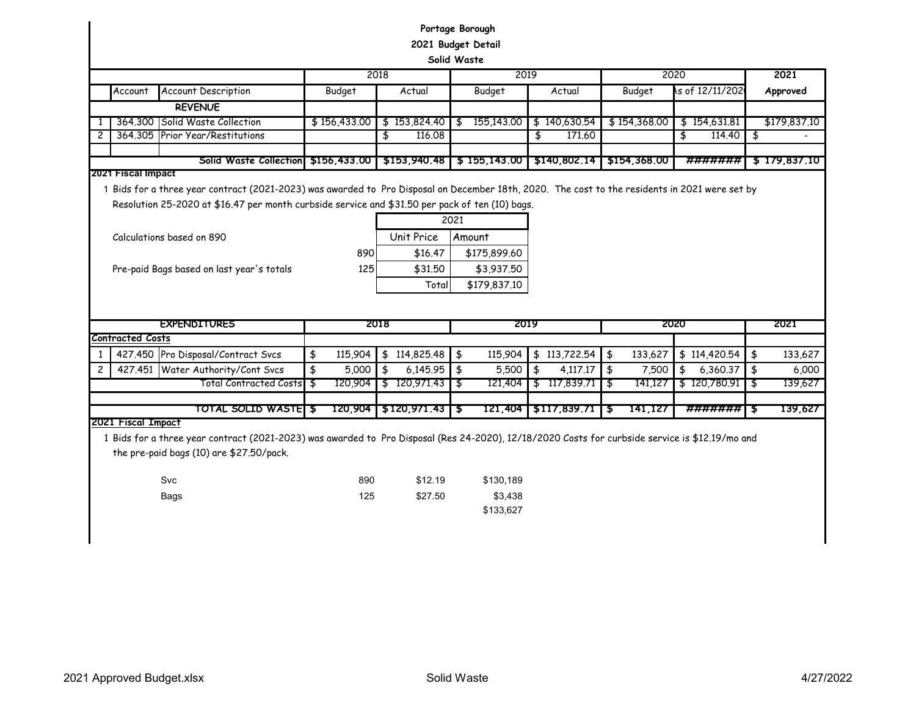# Portage Borough

## 2021 Budget Detail

### Solid Waste

| | Account | Account Description | 2018 Budget | 2018 Actual | 2019 Budget | 2019 Actual | 2020 Budget | 2020 As of 12/11/2020 | 2021 Approved |
|---|---|---|---|---|---|---|---|---|---|
| | | **REVENUE** | | | | | | | |
| 1 | 364.300 | Solid Waste Collection | $ 156,433.00 | $ 153,824.40 | $ 155,143.00 | $ 140,630.54 | $ 154,368.00 | $ 154,631.81 | $179,837.10 |
| 2 | 364.305 | Prior Year/Restitutions | | $ 116.08 | | $ 171.60 | | $ 114.40 | $ - |
| | | | | | | | | | |
| | | **Solid Waste Collection** | **$156,433.00** | **$153,940.48** | **$ 155,143.00** | **$140,802.14** | **$154,368.00** | **#######** | **$ 179,837.10** |

**2021 Fiscal Impact**

1 Bids for a three year contract (2021-2023) was awarded to Pro Disposal on December 18th, 2020. The cost to the residents in 2021 were set by Resolution 25-2020 at $16.47 per month curbside service and $31.50 per pack of ten (10) bags.

| | | 2021 Unit Price | 2021 Amount |
|---|---|---|---|
| Calculations based on 890 | 890 | $16.47 | $175,899.60 |
| Pre-paid Bags based on last year's totals | 125 | $31.50 | $3,937.50 |
| | | Total | $179,837.10 |

| | Account | EXPENDITURES | 2018 Budget | 2018 Actual | 2019 Budget | 2019 Actual | 2020 Budget | 2020 As of 12/11/2020 | 2021 |
|---|---|---|---|---|---|---|---|---|---|
| **Contracted Costs** | | | | | | | | | |
| 1 | 427.450 | Pro Disposal/Contract Svcs | $ 115,904 | $ 114,825.48 | $ 115,904 | $ 113,722.54 | $ 133,627 | $ 114,420.54 | $ 133,627 |
| 2 | 427.451 | Water Authority/Cont Svcs | $ 5,000 | $ 6,145.95 | $ 5,500 | $ 4,117.17 | $ 7,500 | $ 6,360.37 | $ 6,000 |
| | | Total Contracted Costs | $ 120,904 | $ 120,971.43 | $ 121,404 | $ 117,839.71 | $ 141,127 | $ 120,780.91 | $ 139,627 |
| | | | | | | | | | |
| | | **TOTAL SOLID WASTE** | **$ 120,904** | **$120,971.43** | **$ 121,404** | **$117,839.71** | **$ 141,127** | **#######** | **$ 139,627** |

**2021 Fiscal Impact**

1 Bids for a three year contract (2021-2023) was awarded to Pro Disposal (Res 24-2020), 12/18/2020 Costs for curbside service is $12.19/mo and the pre-paid bags (10) are $27.50/pack.

| | | | |
|---|---|---|---|
| Svc | 890 | $12.19 | $130,189 |
| Bags | 125 | $27.50 | $3,438 |
| | | | $133,627 |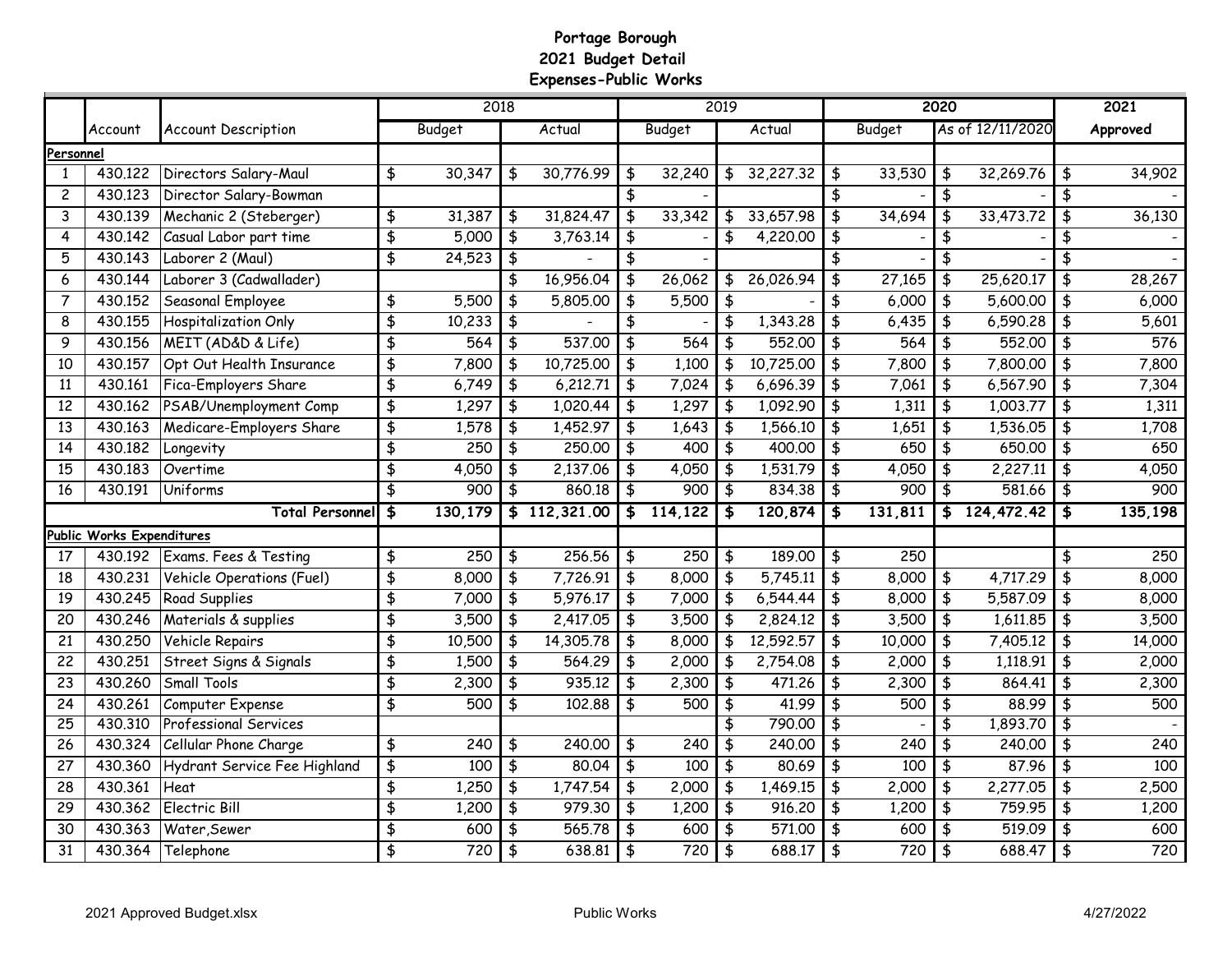# Portage Borough
## 2021 Budget Detail
### Expenses-Public Works

| | Account | Account Description | 2018 | | 2019 | | 2020 | | 2021 |
|---|---|---|---|---|---|---|---|---|---|
| | | | Budget | Actual | Budget | Actual | Budget | As of 12/11/2020 | Approved |
| **Personnel** | | | | | | | | | |
| 1 | 430.122 | Directors Salary-Maul | $ 30,347 | $ 30,776.99 | $ 32,240 | $ 32,227.32 | $ 33,530 | $ 32,269.76 | $ 34,902 |
| 2 | 430.123 | Director Salary-Bowman | | | $ - | | $ - | $ - | $ - |
| 3 | 430.139 | Mechanic 2 (Steberger) | $ 31,387 | $ 31,824.47 | $ 33,342 | $ 33,657.98 | $ 34,694 | $ 33,473.72 | $ 36,130 |
| 4 | 430.142 | Casual Labor part time | $ 5,000 | $ 3,763.14 | $ - | $ 4,220.00 | $ - | $ - | $ - |
| 5 | 430.143 | Laborer 2 (Maul) | $ 24,523 | $ - | $ - | | $ - | $ - | $ - |
| 6 | 430.144 | Laborer 3 (Cadwallader) | | $ 16,956.04 | $ 26,062 | $ 26,026.94 | $ 27,165 | $ 25,620.17 | $ 28,267 |
| 7 | 430.152 | Seasonal Employee | $ 5,500 | $ 5,805.00 | $ 5,500 | $ - | $ 6,000 | $ 5,600.00 | $ 6,000 |
| 8 | 430.155 | Hospitalization Only | $ 10,233 | $ - | $ - | $ 1,343.28 | $ 6,435 | $ 6,590.28 | $ 5,601 |
| 9 | 430.156 | MEIT (AD&D & Life) | $ 564 | $ 537.00 | $ 564 | $ 552.00 | $ 564 | $ 552.00 | $ 576 |
| 10 | 430.157 | Opt Out Health Insurance | $ 7,800 | $ 10,725.00 | $ 1,100 | $ 10,725.00 | $ 7,800 | $ 7,800.00 | $ 7,800 |
| 11 | 430.161 | Fica-Employers Share | $ 6,749 | $ 6,212.71 | $ 7,024 | $ 6,696.39 | $ 7,061 | $ 6,567.90 | $ 7,304 |
| 12 | 430.162 | PSAB/Unemployment Comp | $ 1,297 | $ 1,020.44 | $ 1,297 | $ 1,092.90 | $ 1,311 | $ 1,003.77 | $ 1,311 |
| 13 | 430.163 | Medicare-Employers Share | $ 1,578 | $ 1,452.97 | $ 1,643 | $ 1,566.10 | $ 1,651 | $ 1,536.05 | $ 1,708 |
| 14 | 430.182 | Longevity | $ 250 | $ 250.00 | $ 400 | $ 400.00 | $ 650 | $ 650.00 | $ 650 |
| 15 | 430.183 | Overtime | $ 4,050 | $ 2,137.06 | $ 4,050 | $ 1,531.79 | $ 4,050 | $ 2,227.11 | $ 4,050 |
| 16 | 430.191 | Uniforms | $ 900 | $ 860.18 | $ 900 | $ 834.38 | $ 900 | $ 581.66 | $ 900 |
| | | **Total Personnel** | **$ 130,179** | **$ 112,321.00** | **$ 114,122** | **$ 120,874** | **$ 131,811** | **$ 124,472.42** | **$ 135,198** |
| **Public Works Expenditures** | | | | | | | | | |
| 17 | 430.192 | Exams. Fees & Testing | $ 250 | $ 256.56 | $ 250 | $ 189.00 | $ 250 | | $ 250 |
| 18 | 430.231 | Vehicle Operations (Fuel) | $ 8,000 | $ 7,726.91 | $ 8,000 | $ 5,745.11 | $ 8,000 | $ 4,717.29 | $ 8,000 |
| 19 | 430.245 | Road Supplies | $ 7,000 | $ 5,976.17 | $ 7,000 | $ 6,544.44 | $ 8,000 | $ 5,587.09 | $ 8,000 |
| 20 | 430.246 | Materials & supplies | $ 3,500 | $ 2,417.05 | $ 3,500 | $ 2,824.12 | $ 3,500 | $ 1,611.85 | $ 3,500 |
| 21 | 430.250 | Vehicle Repairs | $ 10,500 | $ 14,305.78 | $ 8,000 | $ 12,592.57 | $ 10,000 | $ 7,405.12 | $ 14,000 |
| 22 | 430.251 | Street Signs & Signals | $ 1,500 | $ 564.29 | $ 2,000 | $ 2,754.08 | $ 2,000 | $ 1,118.91 | $ 2,000 |
| 23 | 430.260 | Small Tools | $ 2,300 | $ 935.12 | $ 2,300 | $ 471.26 | $ 2,300 | $ 864.41 | $ 2,300 |
| 24 | 430.261 | Computer Expense | $ 500 | $ 102.88 | $ 500 | $ 41.99 | $ 500 | $ 88.99 | $ 500 |
| 25 | 430.310 | Professional Services | | | | $ 790.00 | $ - | $ 1,893.70 | $ - |
| 26 | 430.324 | Cellular Phone Charge | $ 240 | $ 240.00 | $ 240 | $ 240.00 | $ 240 | $ 240.00 | $ 240 |
| 27 | 430.360 | Hydrant Service Fee Highland | $ 100 | $ 80.04 | $ 100 | $ 80.69 | $ 100 | $ 87.96 | $ 100 |
| 28 | 430.361 | Heat | $ 1,250 | $ 1,747.54 | $ 2,000 | $ 1,469.15 | $ 2,000 | $ 2,277.05 | $ 2,500 |
| 29 | 430.362 | Electric Bill | $ 1,200 | $ 979.30 | $ 1,200 | $ 916.20 | $ 1,200 | $ 759.95 | $ 1,200 |
| 30 | 430.363 | Water,Sewer | $ 600 | $ 565.78 | $ 600 | $ 571.00 | $ 600 | $ 519.09 | $ 600 |
| 31 | 430.364 | Telephone | $ 720 | $ 638.81 | $ 720 | $ 688.17 | $ 720 | $ 688.47 | $ 720 |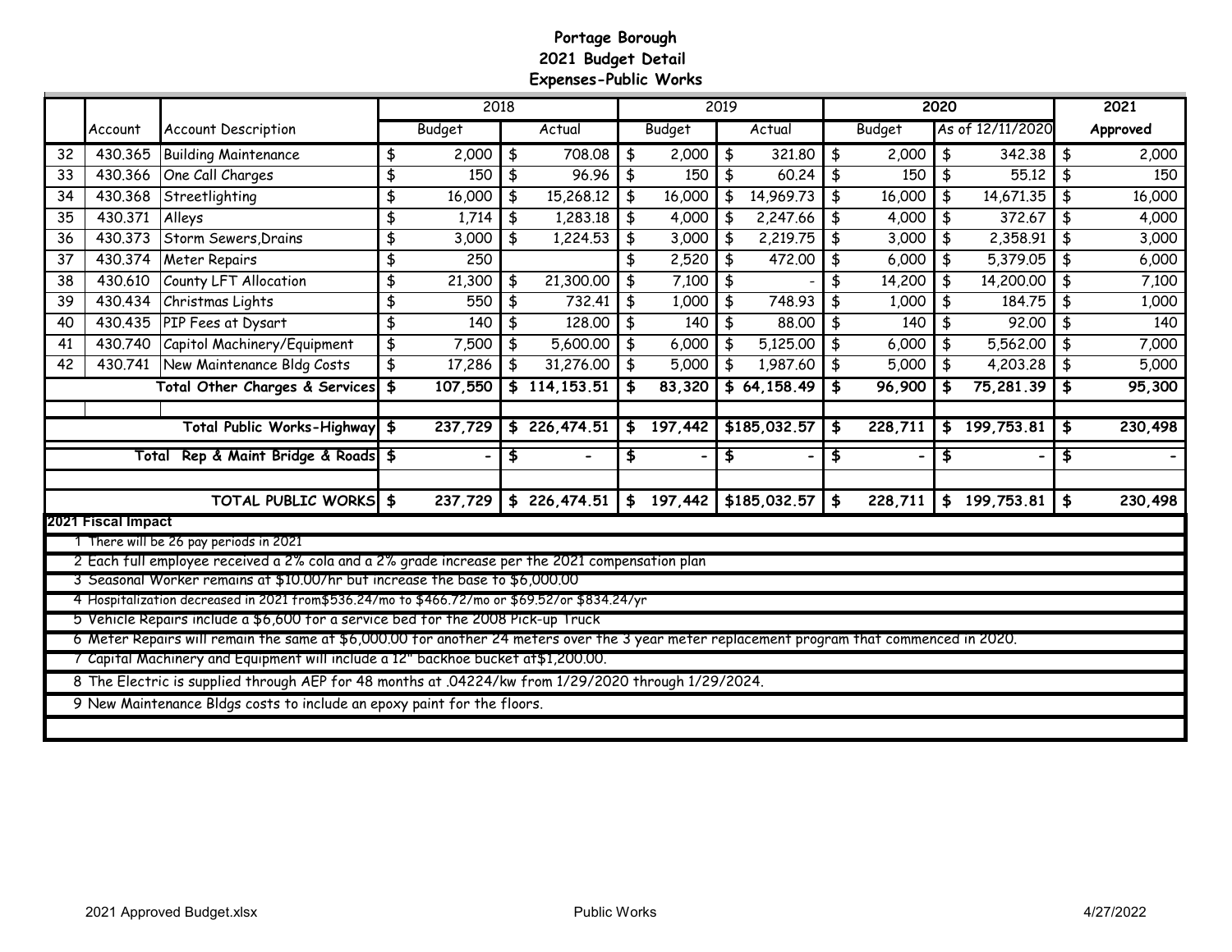# Portage Borough
## 2021 Budget Detail
### Expenses-Public Works

| | Account | Account Description | 2018 | | 2019 | | 2020 | | 2021 |
|---|---|---|---|---|---|---|---|---|---|
| | | | Budget | Actual | Budget | Actual | Budget | As of 12/11/2020 | Approved |
| 32 | 430.365 | Building Maintenance | $ 2,000 | $ 708.08 | $ 2,000 | $ 321.80 | $ 2,000 | $ 342.38 | $ 2,000 |
| 33 | 430.366 | One Call Charges | $ 150 | $ 96.96 | $ 150 | $ 60.24 | $ 150 | $ 55.12 | $ 150 |
| 34 | 430.368 | Streetlighting | $ 16,000 | $ 15,268.12 | $ 16,000 | $ 14,969.73 | $ 16,000 | $ 14,671.35 | $ 16,000 |
| 35 | 430.371 | Alleys | $ 1,714 | $ 1,283.18 | $ 4,000 | $ 2,247.66 | $ 4,000 | $ 372.67 | $ 4,000 |
| 36 | 430.373 | Storm Sewers,Drains | $ 3,000 | $ 1,224.53 | $ 3,000 | $ 2,219.75 | $ 3,000 | $ 2,358.91 | $ 3,000 |
| 37 | 430.374 | Meter Repairs | $ 250 | | $ 2,520 | $ 472.00 | $ 6,000 | $ 5,379.05 | $ 6,000 |
| 38 | 430.610 | County LFT Allocation | $ 21,300 | $ 21,300.00 | $ 7,100 | $ - | $ 14,200 | $ 14,200.00 | $ 7,100 |
| 39 | 430.434 | Christmas Lights | $ 550 | $ 732.41 | $ 1,000 | $ 748.93 | $ 1,000 | $ 184.75 | $ 1,000 |
| 40 | 430.435 | PIP Fees at Dysart | $ 140 | $ 128.00 | $ 140 | $ 88.00 | $ 140 | $ 92.00 | $ 140 |
| 41 | 430.740 | Capitol Machinery/Equipment | $ 7,500 | $ 5,600.00 | $ 6,000 | $ 5,125.00 | $ 6,000 | $ 5,562.00 | $ 7,000 |
| 42 | 430.741 | New Maintenance Bldg Costs | $ 17,286 | $ 31,276.00 | $ 5,000 | $ 1,987.60 | $ 5,000 | $ 4,203.28 | $ 5,000 |
| | | **Total Other Charges & Services** | **$ 107,550** | **$ 114,153.51** | **$ 83,320** | **$ 64,158.49** | **$ 96,900** | **$ 75,281.39** | **$ 95,300** |
| | | | | | | | | | |
| | | **Total Public Works-Highway** | **$ 237,729** | **$ 226,474.51** | **$ 197,442** | **$185,032.57** | **$ 228,711** | **$ 199,753.81** | **$ 230,498** |
| | | **Total Rep & Maint Bridge & Roads** | **$ -** | **$ -** | **$ -** | **$ -** | **$ -** | **$ -** | **$ -** |
| | | | | | | | | | |
| | | **TOTAL PUBLIC WORKS** | **$ 237,729** | **$ 226,474.51** | **$ 197,442** | **$185,032.57** | **$ 228,711** | **$ 199,753.81** | **$ 230,498** |

**2021 Fiscal Impact**

1. There will be 26 pay periods in 2021
2. Each full employee received a 2% cola and a 2% grade increase per the 2021 compensation plan
3. Seasonal Worker remains at $10.00/hr but increase the base to $6,000.00
4. Hospitalization decreased in 2021 from$536.24/mo to $466.72/mo or $69.52/or $834.24/yr
5. Vehicle Repairs include a $6,600 for a service bed for the 2008 Pick-up Truck
6. Meter Repairs will remain the same at $6,000.00 for another 24 meters over the 3 year meter replacement program that commenced in 2020.
7. Capital Machinery and Equipment will include a 12" backhoe bucket at$1,200.00.
8. The Electric is supplied through AEP for 48 months at .04224/kw from 1/29/2020 through 1/29/2024.
9. New Maintenance Bldgs costs to include an epoxy paint for the floors.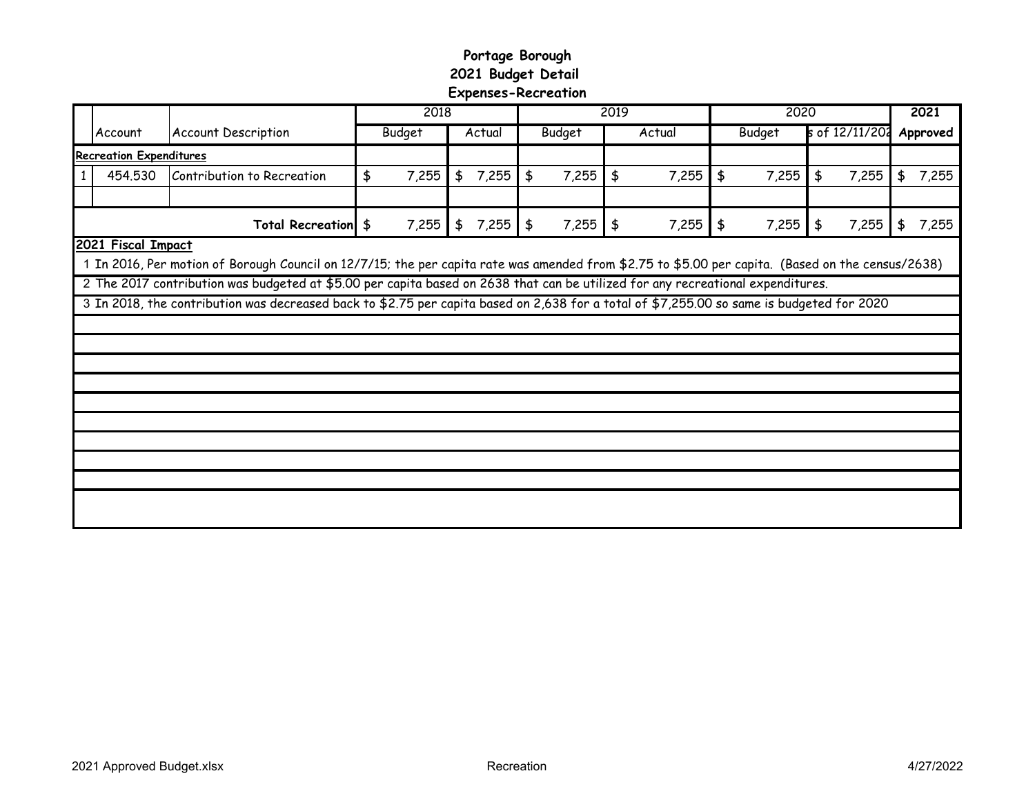# Portage Borough
## 2021 Budget Detail
### Expenses-Recreation

| | Account | Account Description | 2018 | | 2019 | | 2020 | | 2021 |
|---|---|---|---|---|---|---|---|---|---|
| | | | Budget | Actual | Budget | Actual | Budget | s of 12/11/202 | Approved |
| **Recreation Expenditures** | | | | | | | | | |
| 1 | 454.530 | Contribution to Recreation | $ 7,255 | $ 7,255 | $ 7,255 | $ 7,255 | $ 7,255 | $ 7,255 | $ 7,255 |
| | | | | | | | | | |
| | | **Total Recreation** | $ 7,255 | $ 7,255 | $ 7,255 | $ 7,255 | $ 7,255 | $ 7,255 | $ 7,255 |

**2021 Fiscal Impact**

1 In 2016, Per motion of Borough Council on 12/7/15; the per capita rate was amended from $2.75 to $5.00 per capita. (Based on the census/2638)

2 The 2017 contribution was budgeted at $5.00 per capita based on 2638 that can be utilized for any recreational expenditures.

3 In 2018, the contribution was decreased back to $2.75 per capita based on 2,638 for a total of $7,255.00 so same is budgeted for 2020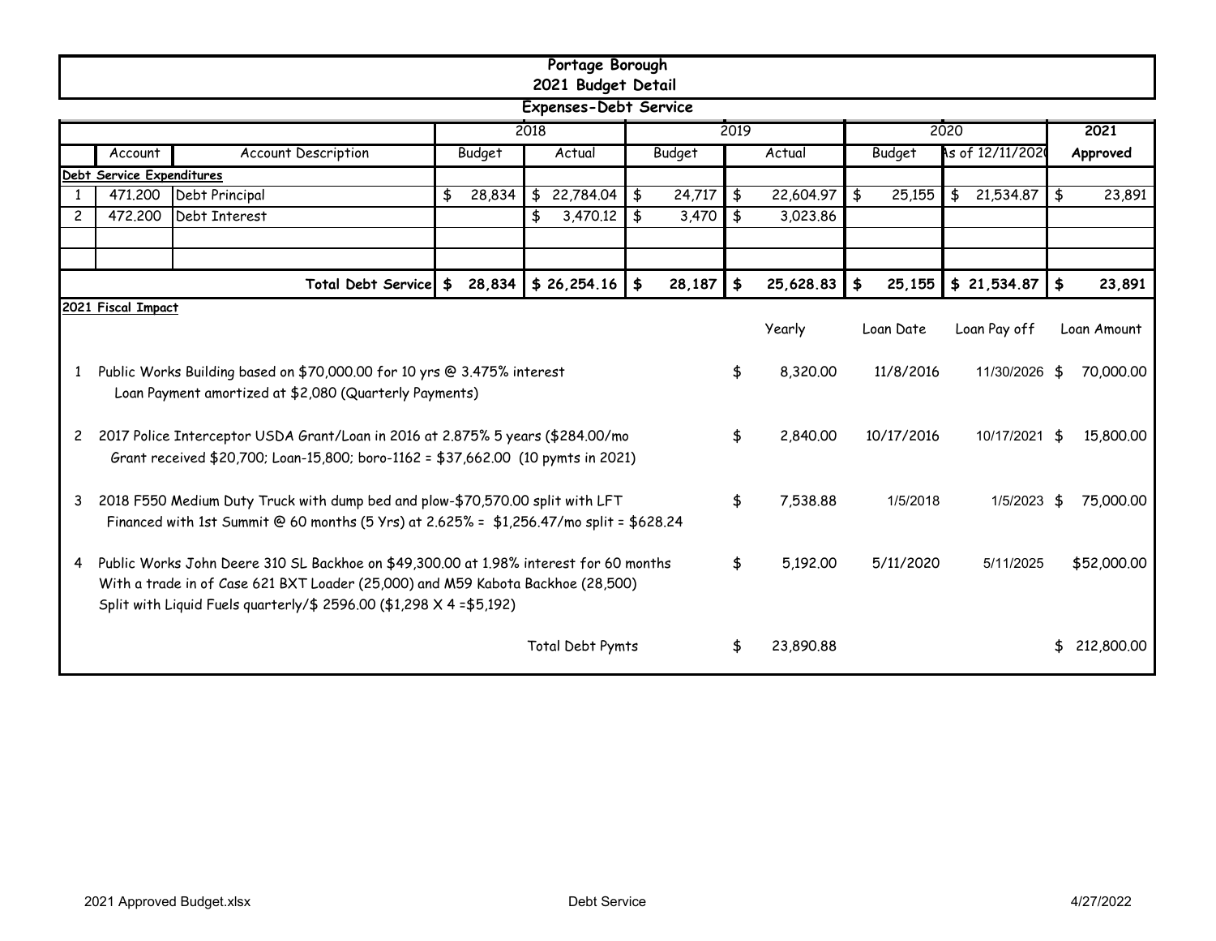# Portage Borough
## 2021 Budget Detail
### Expenses-Debt Service

| | | | 2018 | | 2019 | | 2020 | | 2021 |
|---|---|---|---|---|---|---|---|---|---|
| | Account | Account Description | Budget | Actual | Budget | Actual | Budget | As of 12/11/2020 | Approved |
| **Debt Service Expenditures** | | | | | | | | | |
| 1 | 471.200 | Debt Principal | $ 28,834 | $ 22,784.04 | $ 24,717 | $ 22,604.97 | $ 25,155 | $ 21,534.87 | $ 23,891 |
| 2 | 472.200 | Debt Interest | | $ 3,470.12 | $ 3,470 | $ 3,023.86 | | | |
| | | | | | | | | | |
| | | | | | | | | | |
| | | **Total Debt Service** | **$ 28,834** | **$ 26,254.16** | **$ 28,187** | **$ 25,628.83** | **$ 25,155** | **$ 21,534.87** | **$ 23,891** |

**2021 Fiscal Impact**

| | Description | Yearly | Loan Date | Loan Pay off | Loan Amount |
|---|---|---|---|---|---|
| 1 | Public Works Building based on $70,000.00 for 10 yrs @ 3.475% interest<br>Loan Payment amortized at $2,080 (Quarterly Payments) | $ 8,320.00 | 11/8/2016 | 11/30/2026 | $ 70,000.00 |
| 2 | 2017 Police Interceptor USDA Grant/Loan in 2016 at 2.875% 5 years ($284.00/mo<br>Grant received $20,700; Loan-15,800; boro-1162 = $37,662.00 (10 pymts in 2021) | $ 2,840.00 | 10/17/2016 | 10/17/2021 | $ 15,800.00 |
| 3 | 2018 F550 Medium Duty Truck with dump bed and plow-$70,570.00 split with LFT<br>Financed with 1st Summit @ 60 months (5 Yrs) at 2.625% = $1,256.47/mo split = $628.24 | $ 7,538.88 | 1/5/2018 | 1/5/2023 | $ 75,000.00 |
| 4 | Public Works John Deere 310 SL Backhoe on $49,300.00 at 1.98% interest for 60 months<br>With a trade in of Case 621 BXT Loader (25,000) and M59 Kabota Backhoe (28,500)<br>Split with Liquid Fuels quarterly/$ 2596.00 ($1,298 X 4 =$5,192) | $ 5,192.00 | 5/11/2020 | 5/11/2025 | $52,000.00 |
| | Total Debt Pymts | $ 23,890.88 | | | $ 212,800.00 |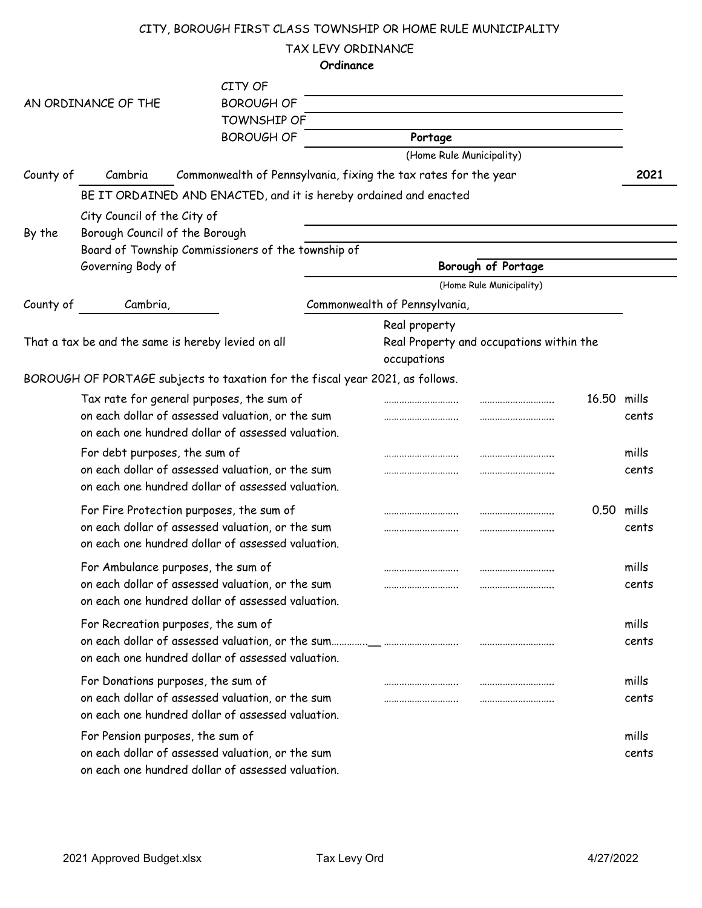CITY, BOROUGH FIRST CLASS TOWNSHIP OR HOME RULE MUNICIPALITY

TAX LEVY ORDINANCE

**Ordinance**

AN ORDINANCE OF THE
CITY OF ____________________
BOROUGH OF ____________________
TOWNSHIP OF ____________________
BOROUGH OF **Portage**
(Home Rule Municipality)

County of Cambria Commonwealth of Pennsylvania, fixing the tax rates for the year **2021**

BE IT ORDAINED AND ENACTED, and it is hereby ordained and enacted

By the
City Council of the City of ____________________
Borough Council of the Borough ____________________
Board of Township Commissioners of the township of ____________________
Governing Body of **Borough of Portage**
(Home Rule Municipality)

County of Cambria, Commonwealth of Pennsylvania,

That a tax be and the same is hereby levied on all
Real property
Real Property and occupations within the
occupations

BOROUGH OF PORTAGE subjects to taxation for the fiscal year 2021, as follows.

| | | |
|---|---|---|
| Tax rate for general purposes, the sum of | 16.50 | mills |
| on each dollar of assessed valuation, or the sum | | cents |
| on each one hundred dollar of assessed valuation. | | |
| For debt purposes, the sum of | | mills |
| on each dollar of assessed valuation, or the sum | | cents |
| on each one hundred dollar of assessed valuation. | | |
| For Fire Protection purposes, the sum of | 0.50 | mills |
| on each dollar of assessed valuation, or the sum | | cents |
| on each one hundred dollar of assessed valuation. | | |
| For Ambulance purposes, the sum of | | mills |
| on each dollar of assessed valuation, or the sum | | cents |
| on each one hundred dollar of assessed valuation. | | |
| For Recreation purposes, the sum of | | mills |
| on each dollar of assessed valuation, or the sum | | cents |
| on each one hundred dollar of assessed valuation. | | |
| For Donations purposes, the sum of | | mills |
| on each dollar of assessed valuation, or the sum | | cents |
| on each one hundred dollar of assessed valuation. | | |
| For Pension purposes, the sum of | | mills |
| on each dollar of assessed valuation, or the sum | | cents |
| on each one hundred dollar of assessed valuation. | | |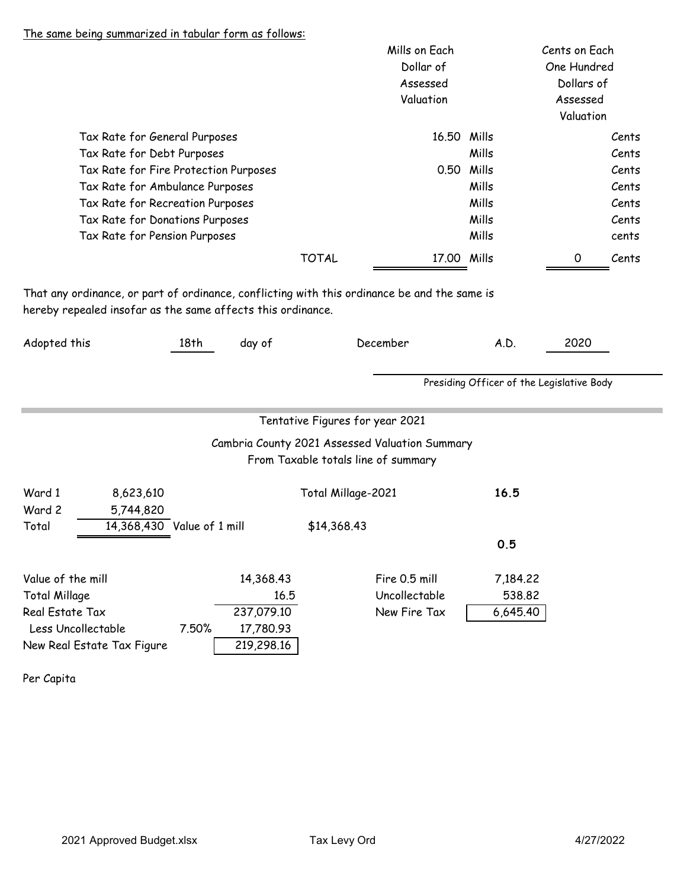The same being summarized in tabular form as follows:

| | Mills on Each Dollar of Assessed Valuation | | Cents on Each One Hundred Dollars of Assessed Valuation | |
|---|---|---|---|---|
| Tax Rate for General Purposes | 16.50 | Mills | | Cents |
| Tax Rate for Debt Purposes | | Mills | | Cents |
| Tax Rate for Fire Protection Purposes | 0.50 | Mills | | Cents |
| Tax Rate for Ambulance Purposes | | Mills | | Cents |
| Tax Rate for Recreation Purposes | | Mills | | Cents |
| Tax Rate for Donations Purposes | | Mills | | Cents |
| Tax Rate for Pension Purposes | | Mills | | cents |
| TOTAL | 17.00 | Mills | 0 | Cents |

That any ordinance, or part of ordinance, conflicting with this ordinance be and the same is hereby repealed insofar as the same affects this ordinance.

Adopted this 18th day of December A.D. 2020

Presiding Officer of the Legislative Body

---

Tentative Figures for year 2021

Cambria County 2021 Assessed Valuation Summary
From Taxable totals line of summary

| | | | | |
|---|---|---|---|---|
| Ward 1 | 8,623,610 | | Total Millage-2021 | **16.5** |
| Ward 2 | 5,744,820 | | | |
| Total | 14,368,430 | Value of 1 mill | $14,368.43 | |
| | | | | **0.5** |

| | | | | |
|---|---|---|---|---|
| Value of the mill | | 14,368.43 | Fire 0.5 mill | 7,184.22 |
| Total Millage | | 16.5 | Uncollectable | 538.82 |
| Real Estate Tax | | 237,079.10 | New Fire Tax | 6,645.40 |
| Less Uncollectable | 7.50% | 17,780.93 | | |
| New Real Estate Tax Figure | | 219,298.16 | | |

Per Capita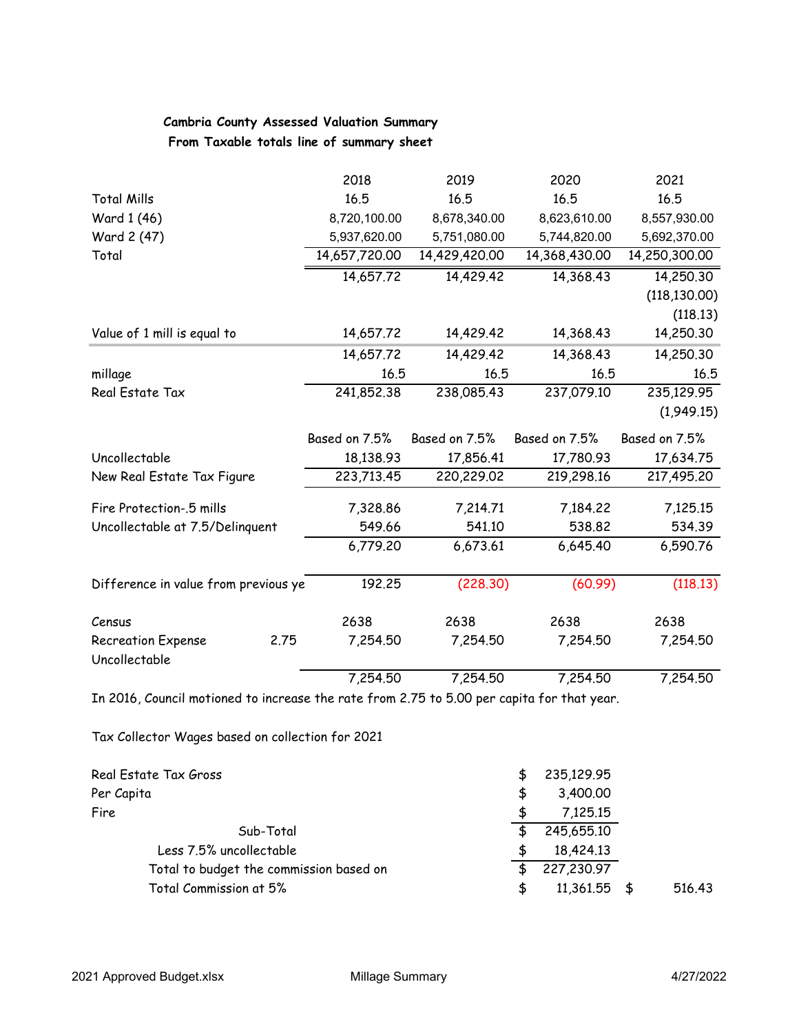**Cambria County Assessed Valuation Summary**
**From Taxable totals line of summary sheet**

| | | 2018 | 2019 | 2020 | 2021 |
|---|---|---|---|---|---|
| Total Mills | | 16.5 | 16.5 | 16.5 | 16.5 |
| Ward 1 (46) | | 8,720,100.00 | 8,678,340.00 | 8,623,610.00 | 8,557,930.00 |
| Ward 2 (47) | | 5,937,620.00 | 5,751,080.00 | 5,744,820.00 | 5,692,370.00 |
| Total | | 14,657,720.00 | 14,429,420.00 | 14,368,430.00 | 14,250,300.00 |
| | | 14,657.72 | 14,429.42 | 14,368.43 | 14,250.30 |
| | | | | | (118,130.00) |
| | | | | | (118.13) |
| Value of 1 mill is equal to | | 14,657.72 | 14,429.42 | 14,368.43 | 14,250.30 |
| | | 14,657.72 | 14,429.42 | 14,368.43 | 14,250.30 |
| millage | | 16.5 | 16.5 | 16.5 | 16.5 |
| Real Estate Tax | | 241,852.38 | 238,085.43 | 237,079.10 | 235,129.95 |
| | | | | | (1,949.15) |
| | | Based on 7.5% | Based on 7.5% | Based on 7.5% | Based on 7.5% |
| Uncollectable | | 18,138.93 | 17,856.41 | 17,780.93 | 17,634.75 |
| New Real Estate Tax Figure | | 223,713.45 | 220,229.02 | 219,298.16 | 217,495.20 |
| Fire Protection-.5 mills | | 7,328.86 | 7,214.71 | 7,184.22 | 7,125.15 |
| Uncollectable at 7.5/Delinquent | | 549.66 | 541.10 | 538.82 | 534.39 |
| | | 6,779.20 | 6,673.61 | 6,645.40 | 6,590.76 |
| Difference in value from previous ye | | 192.25 | (228.30) | (60.99) | (118.13) |
| Census | | 2638 | 2638 | 2638 | 2638 |
| Recreation Expense | 2.75 | 7,254.50 | 7,254.50 | 7,254.50 | 7,254.50 |
| Uncollectable | | | | | |
| | | 7,254.50 | 7,254.50 | 7,254.50 | 7,254.50 |

In 2016, Council motioned to increase the rate from 2.75 to 5.00 per capita for that year.

Tax Collector Wages based on collection for 2021

| | | |
|---|---|---|
| Real Estate Tax Gross | $ 235,129.95 | |
| Per Capita | $ 3,400.00 | |
| Fire | $ 7,125.15 | |
| Sub-Total | $ 245,655.10 | |
| Less 7.5% uncollectable | $ 18,424.13 | |
| Total to budget the commission based on | $ 227,230.97 | |
| Total Commission at 5% | $ 11,361.55 | $ 516.43 |